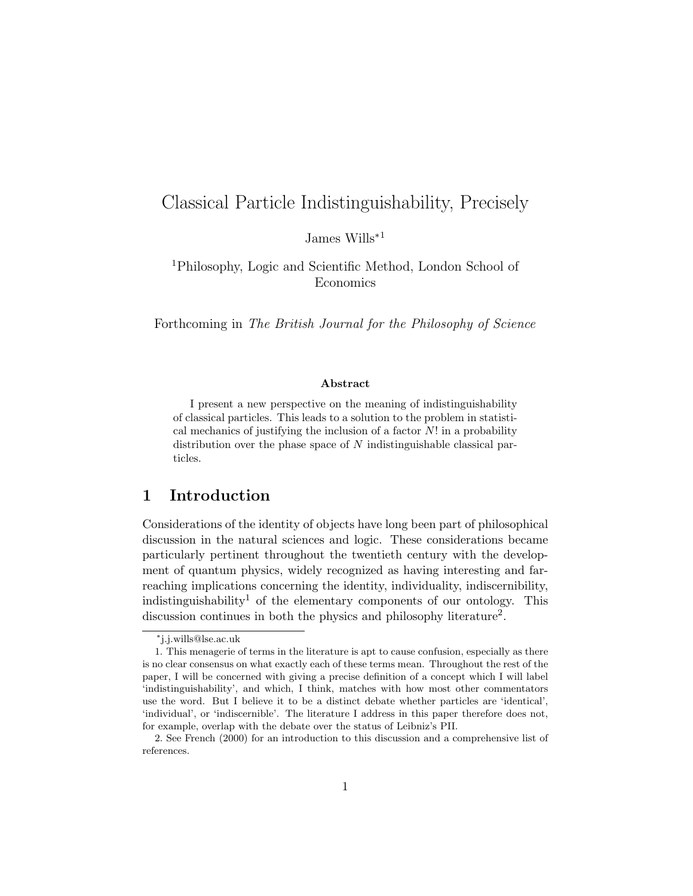# Classical Particle Indistinguishability, Precisely

James Wills*[1]

[1]Philosophy, Logic and Scientific Method, London School of Economics

Forthcoming in *The British Journal for the Philosophy of Science*

**Abstract**

I present a new perspective on the meaning of indistinguishability of classical particles. This leads to a solution to the problem in statistical mechanics of justifying the inclusion of a factor $N!$ in a probability distribution over the phase space of $N$ indistinguishable classical particles.

## 1 Introduction

Considerations of the identity of objects have long been part of philosophical discussion in the natural sciences and logic. These considerations became particularly pertinent throughout the twentieth century with the development of quantum physics, widely recognized as having interesting and far-reaching implications concerning the identity, individuality, indiscernibility, indistinguishability[1] of the elementary components of our ontology. This discussion continues in both the physics and philosophy literature[2].

*j.j.wills@lse.ac.uk

1. This menagerie of terms in the literature is apt to cause confusion, especially as there is no clear consensus on what exactly each of these terms mean. Throughout the rest of the paper, I will be concerned with giving a precise definition of a concept which I will label 'indistinguishability', and which, I think, matches with how most other commentators use the word. But I believe it to be a distinct debate whether particles are 'identical', 'individual', or 'indiscernible'. The literature I address in this paper therefore does not, for example, overlap with the debate over the status of Leibniz's PII.

2. See French (2000) for an introduction to this discussion and a comprehensive list of references.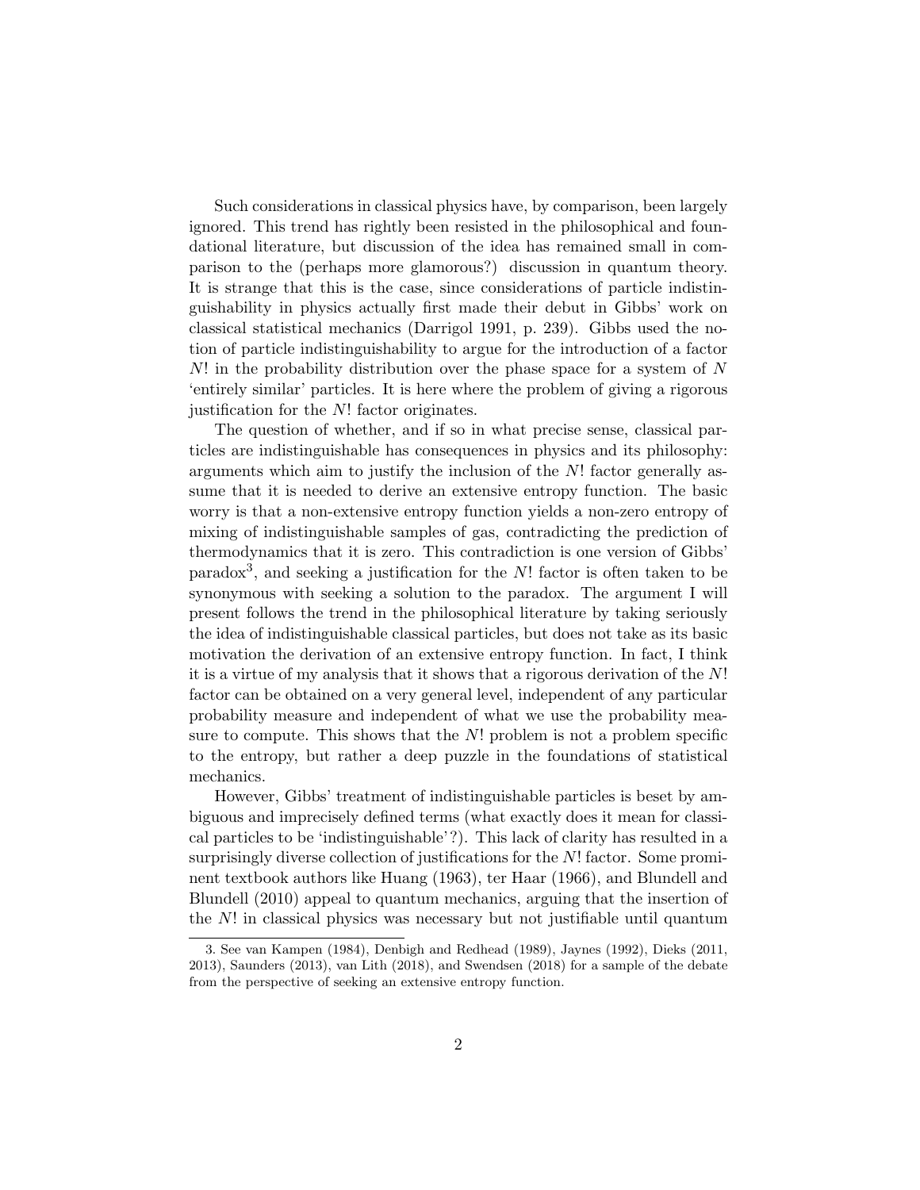Such considerations in classical physics have, by comparison, been largely ignored. This trend has rightly been resisted in the philosophical and foundational literature, but discussion of the idea has remained small in comparison to the (perhaps more glamorous?) discussion in quantum theory. It is strange that this is the case, since considerations of particle indistinguishability in physics actually first made their debut in Gibbs' work on classical statistical mechanics (Darrigol 1991, p. 239). Gibbs used the notion of particle indistinguishability to argue for the introduction of a factor $N!$ in the probability distribution over the phase space for a system of $N$ 'entirely similar' particles. It is here where the problem of giving a rigorous justification for the $N!$ factor originates.

The question of whether, and if so in what precise sense, classical particles are indistinguishable has consequences in physics and its philosophy: arguments which aim to justify the inclusion of the $N!$ factor generally assume that it is needed to derive an extensive entropy function. The basic worry is that a non-extensive entropy function yields a non-zero entropy of mixing of indistinguishable samples of gas, contradicting the prediction of thermodynamics that it is zero. This contradiction is one version of Gibbs' paradox[3], and seeking a justification for the $N!$ factor is often taken to be synonymous with seeking a solution to the paradox. The argument I will present follows the trend in the philosophical literature by taking seriously the idea of indistinguishable classical particles, but does not take as its basic motivation the derivation of an extensive entropy function. In fact, I think it is a virtue of my analysis that it shows that a rigorous derivation of the $N!$ factor can be obtained on a very general level, independent of any particular probability measure and independent of what we use the probability measure to compute. This shows that the $N!$ problem is not a problem specific to the entropy, but rather a deep puzzle in the foundations of statistical mechanics.

However, Gibbs' treatment of indistinguishable particles is beset by ambiguous and imprecisely defined terms (what exactly does it mean for classical particles to be 'indistinguishable'?). This lack of clarity has resulted in a surprisingly diverse collection of justifications for the $N!$ factor. Some prominent textbook authors like Huang (1963), ter Haar (1966), and Blundell and Blundell (2010) appeal to quantum mechanics, arguing that the insertion of the $N!$ in classical physics was necessary but not justifiable until quantum

3. See van Kampen (1984), Denbigh and Redhead (1989), Jaynes (1992), Dieks (2011, 2013), Saunders (2013), van Lith (2018), and Swendsen (2018) for a sample of the debate from the perspective of seeking an extensive entropy function.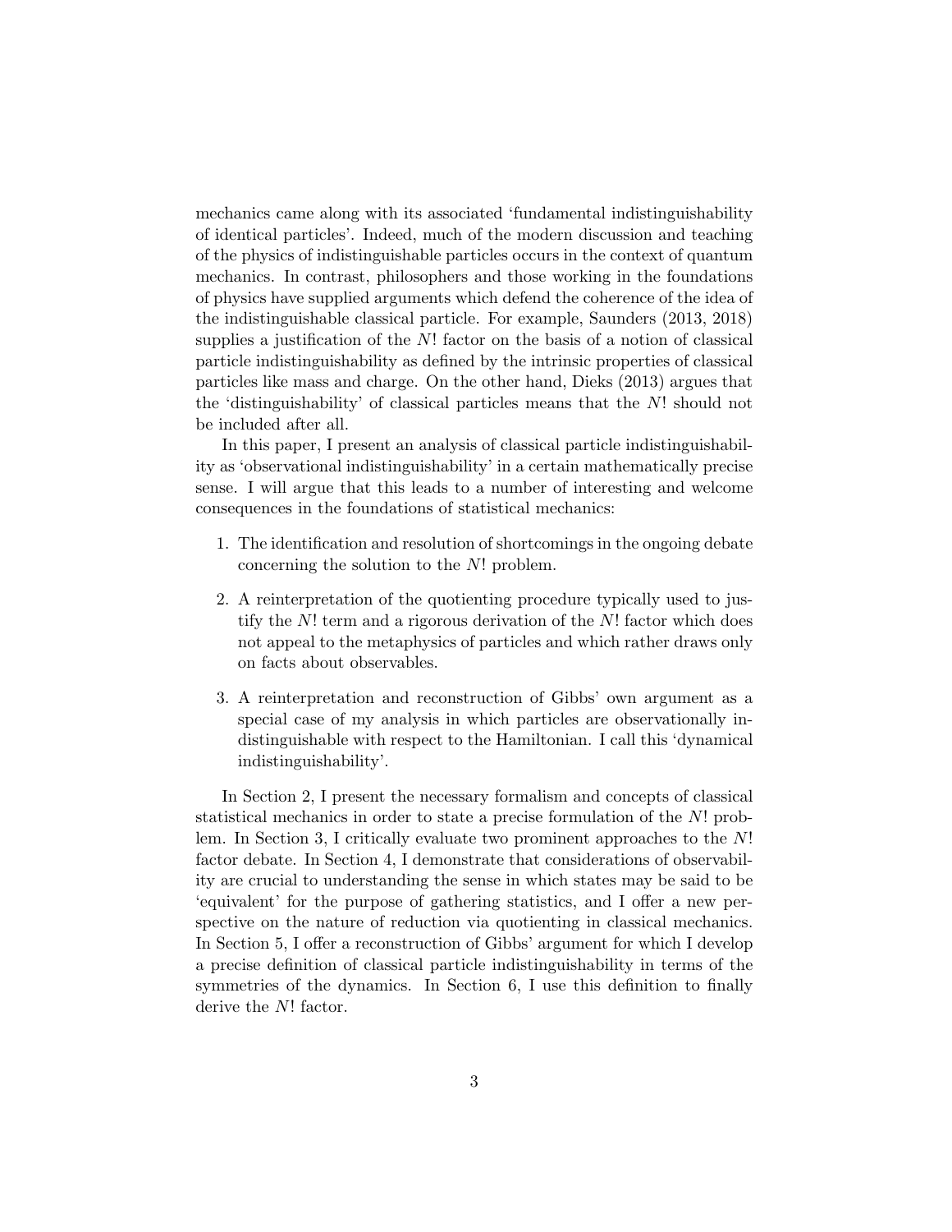mechanics came along with its associated 'fundamental indistinguishability of identical particles'. Indeed, much of the modern discussion and teaching of the physics of indistinguishable particles occurs in the context of quantum mechanics. In contrast, philosophers and those working in the foundations of physics have supplied arguments which defend the coherence of the idea of the indistinguishable classical particle. For example, Saunders (2013, 2018) supplies a justification of the $N!$ factor on the basis of a notion of classical particle indistinguishability as defined by the intrinsic properties of classical particles like mass and charge. On the other hand, Dieks (2013) argues that the 'distinguishability' of classical particles means that the $N!$ should not be included after all.

In this paper, I present an analysis of classical particle indistinguishability as 'observational indistinguishability' in a certain mathematically precise sense. I will argue that this leads to a number of interesting and welcome consequences in the foundations of statistical mechanics:

1. The identification and resolution of shortcomings in the ongoing debate concerning the solution to the $N!$ problem.
2. A reinterpretation of the quotienting procedure typically used to justify the $N!$ term and a rigorous derivation of the $N!$ factor which does not appeal to the metaphysics of particles and which rather draws only on facts about observables.
3. A reinterpretation and reconstruction of Gibbs' own argument as a special case of my analysis in which particles are observationally indistinguishable with respect to the Hamiltonian. I call this 'dynamical indistinguishability'.

In Section 2, I present the necessary formalism and concepts of classical statistical mechanics in order to state a precise formulation of the $N!$ problem. In Section 3, I critically evaluate two prominent approaches to the $N!$ factor debate. In Section 4, I demonstrate that considerations of observability are crucial to understanding the sense in which states may be said to be 'equivalent' for the purpose of gathering statistics, and I offer a new perspective on the nature of reduction via quotienting in classical mechanics. In Section 5, I offer a reconstruction of Gibbs' argument for which I develop a precise definition of classical particle indistinguishability in terms of the symmetries of the dynamics. In Section 6, I use this definition to finally derive the $N!$ factor.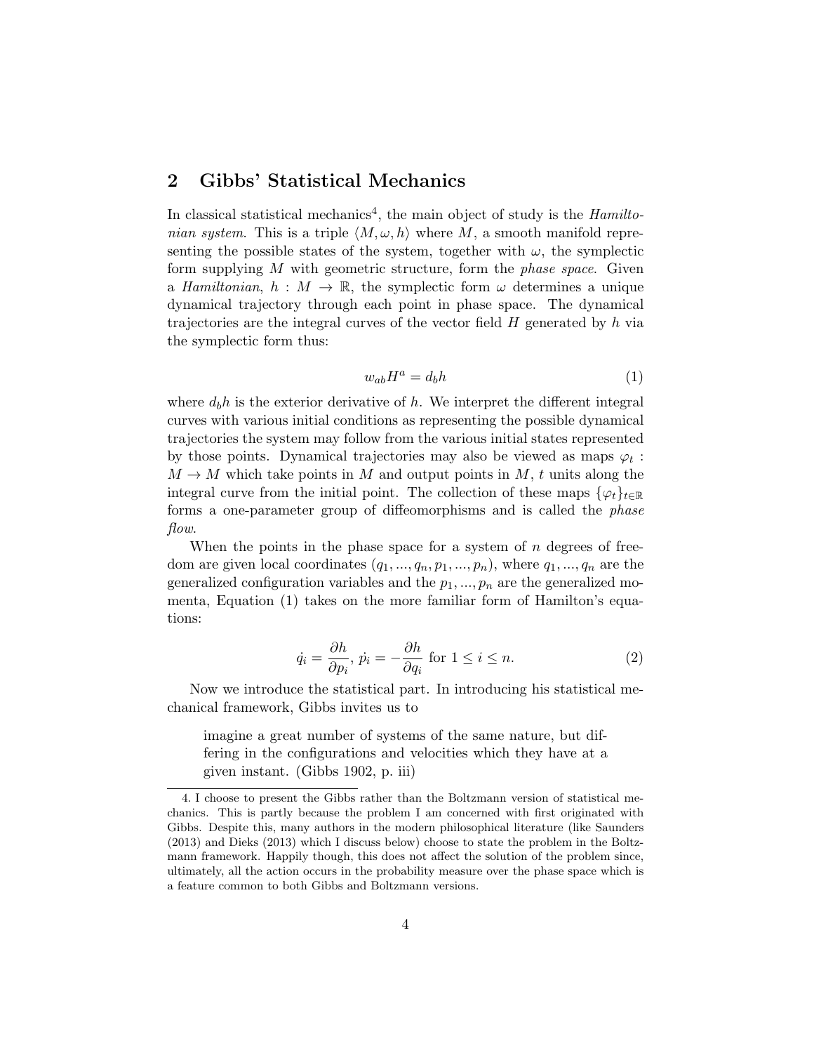## 2 Gibbs' Statistical Mechanics

In classical statistical mechanics[4], the main object of study is the *Hamiltonian system*. This is a triple $\langle M, \omega, h\rangle$ where $M$, a smooth manifold representing the possible states of the system, together with $\omega$, the symplectic form supplying $M$ with geometric structure, form the *phase space*. Given a *Hamiltonian*, $h : M \to \mathbb{R}$, the symplectic form $\omega$ determines a unique dynamical trajectory through each point in phase space. The dynamical trajectories are the integral curves of the vector field $H$ generated by $h$ via the symplectic form thus:

$$w_{ab}H^a = d_b h \tag{1}$$

where $d_b h$ is the exterior derivative of $h$. We interpret the different integral curves with various initial conditions as representing the possible dynamical trajectories the system may follow from the various initial states represented by those points. Dynamical trajectories may also be viewed as maps $\varphi_t : M \to M$ which take points in $M$ and output points in $M$, $t$ units along the integral curve from the initial point. The collection of these maps $\{\varphi_t\}_{t\in\mathbb{R}}$ forms a one-parameter group of diffeomorphisms and is called the *phase flow*.

When the points in the phase space for a system of $n$ degrees of freedom are given local coordinates $(q_1, ..., q_n, p_1, ..., p_n)$, where $q_1, ..., q_n$ are the generalized configuration variables and the $p_1, ..., p_n$ are the generalized momenta, Equation (1) takes on the more familiar form of Hamilton's equations:

$$\dot{q_i} = \frac{\partial h}{\partial p_i},\ \dot{p_i} = -\frac{\partial h}{\partial q_i} \text{ for } 1 \leq i \leq n. \tag{2}$$

Now we introduce the statistical part. In introducing his statistical mechanical framework, Gibbs invites us to

> imagine a great number of systems of the same nature, but differing in the configurations and velocities which they have at a given instant. (Gibbs 1902, p. iii)

4. I choose to present the Gibbs rather than the Boltzmann version of statistical mechanics. This is partly because the problem I am concerned with first originated with Gibbs. Despite this, many authors in the modern philosophical literature (like Saunders (2013) and Dieks (2013) which I discuss below) choose to state the problem in the Boltzmann framework. Happily though, this does not affect the solution of the problem since, ultimately, all the action occurs in the probability measure over the phase space which is a feature common to both Gibbs and Boltzmann versions.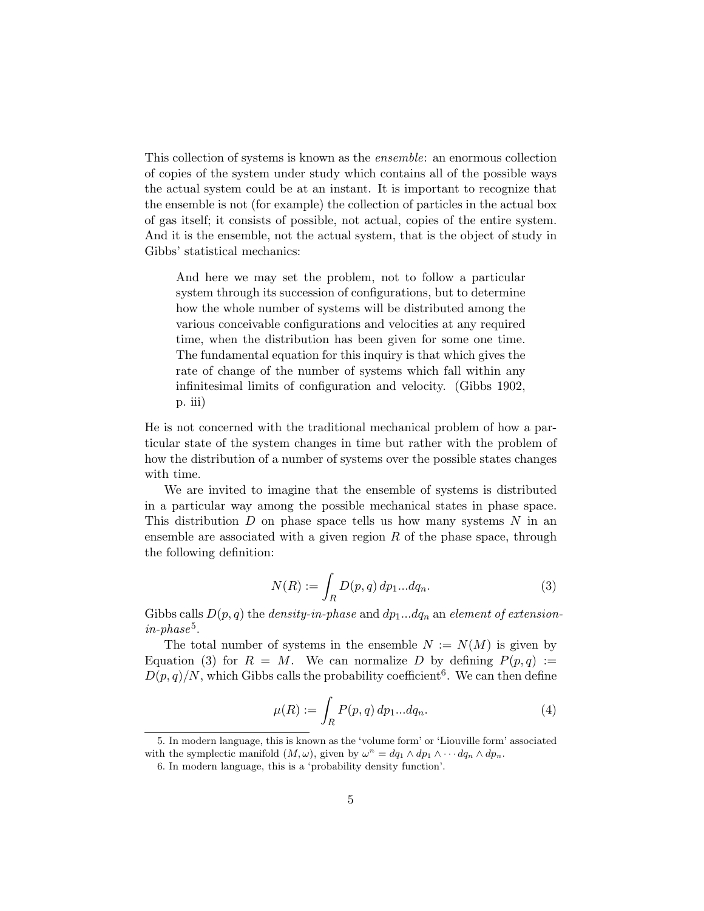This collection of systems is known as the *ensemble*: an enormous collection of copies of the system under study which contains all of the possible ways the actual system could be at an instant. It is important to recognize that the ensemble is not (for example) the collection of particles in the actual box of gas itself; it consists of possible, not actual, copies of the entire system. And it is the ensemble, not the actual system, that is the object of study in Gibbs' statistical mechanics:

> And here we may set the problem, not to follow a particular system through its succession of configurations, but to determine how the whole number of systems will be distributed among the various conceivable configurations and velocities at any required time, when the distribution has been given for some one time. The fundamental equation for this inquiry is that which gives the rate of change of the number of systems which fall within any infinitesimal limits of configuration and velocity. (Gibbs 1902, p. iii)

He is not concerned with the traditional mechanical problem of how a particular state of the system changes in time but rather with the problem of how the distribution of a number of systems over the possible states changes with time.

We are invited to imagine that the ensemble of systems is distributed in a particular way among the possible mechanical states in phase space. This distribution $D$ on phase space tells us how many systems $N$ in an ensemble are associated with a given region $R$ of the phase space, through the following definition:

$$N(R) := \int_R D(p, q)\, dp_1 ... dq_n. \tag{3}$$

Gibbs calls $D(p, q)$ the *density-in-phase* and $dp_1 ... dq_n$ an *element of extension-in-phase*[5].

The total number of systems in the ensemble $N := N(M)$ is given by Equation (3) for $R = M$. We can normalize $D$ by defining $P(p, q) := D(p, q)/N$, which Gibbs calls the probability coefficient[6]. We can then define

$$\mu(R) := \int_R P(p, q)\, dp_1 ... dq_n. \tag{4}$$

5. In modern language, this is known as the 'volume form' or 'Liouville form' associated with the symplectic manifold $(M, \omega)$, given by $\omega^n = dq_1 \wedge dp_1 \wedge \cdots dq_n \wedge dp_n$.

6. In modern language, this is a 'probability density function'.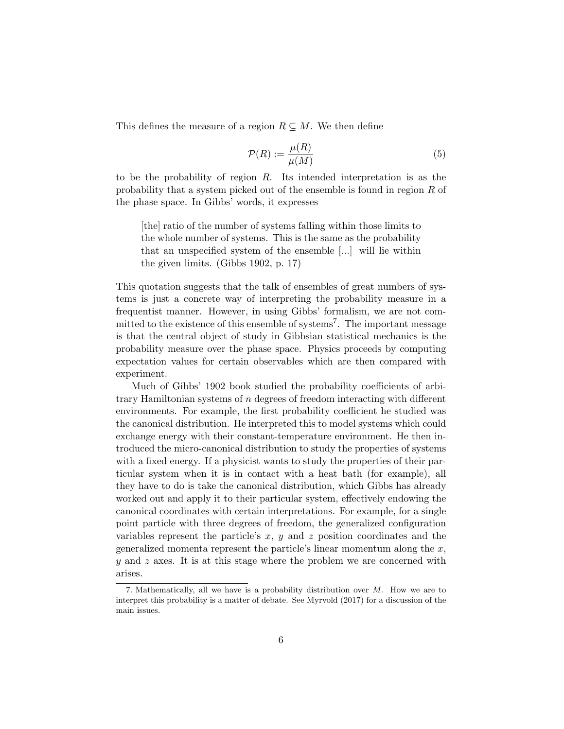This defines the measure of a region $R \subseteq M$. We then define

$$\mathcal{P}(R) := \frac{\mu(R)}{\mu(M)} \tag{5}$$

to be the probability of region $R$. Its intended interpretation is as the probability that a system picked out of the ensemble is found in region $R$ of the phase space. In Gibbs' words, it expresses

> [the] ratio of the number of systems falling within those limits to the whole number of systems. This is the same as the probability that an unspecified system of the ensemble [...] will lie within the given limits. (Gibbs 1902, p. 17)

This quotation suggests that the talk of ensembles of great numbers of systems is just a concrete way of interpreting the probability measure in a frequentist manner. However, in using Gibbs' formalism, we are not committed to the existence of this ensemble of systems[7]. The important message is that the central object of study in Gibbsian statistical mechanics is the probability measure over the phase space. Physics proceeds by computing expectation values for certain observables which are then compared with experiment.

Much of Gibbs' 1902 book studied the probability coefficients of arbitrary Hamiltonian systems of $n$ degrees of freedom interacting with different environments. For example, the first probability coefficient he studied was the canonical distribution. He interpreted this to model systems which could exchange energy with their constant-temperature environment. He then introduced the micro-canonical distribution to study the properties of systems with a fixed energy. If a physicist wants to study the properties of their particular system when it is in contact with a heat bath (for example), all they have to do is take the canonical distribution, which Gibbs has already worked out and apply it to their particular system, effectively endowing the canonical coordinates with certain interpretations. For example, for a single point particle with three degrees of freedom, the generalized configuration variables represent the particle's $x$, $y$ and $z$ position coordinates and the generalized momenta represent the particle's linear momentum along the $x$, $y$ and $z$ axes. It is at this stage where the problem we are concerned with arises.

7. Mathematically, all we have is a probability distribution over $M$. How we are to interpret this probability is a matter of debate. See Myrvold (2017) for a discussion of the main issues.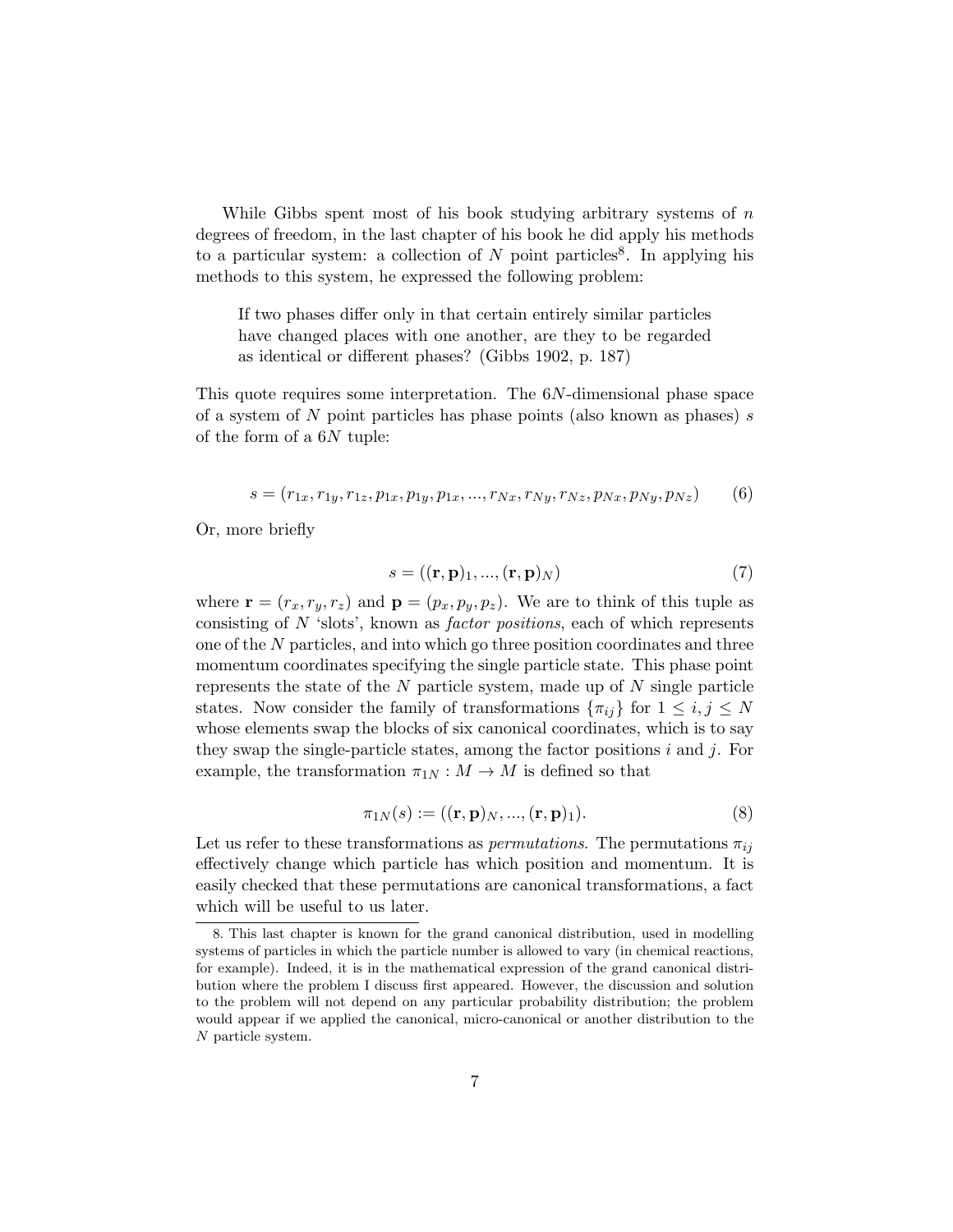While Gibbs spent most of his book studying arbitrary systems of $n$ degrees of freedom, in the last chapter of his book he did apply his methods to a particular system: a collection of $N$ point particles[8]. In applying his methods to this system, he expressed the following problem:

> If two phases differ only in that certain entirely similar particles have changed places with one another, are they to be regarded as identical or different phases? (Gibbs 1902, p. 187)

This quote requires some interpretation. The $6N$-dimensional phase space of a system of $N$ point particles has phase points (also known as phases) $s$ of the form of a $6N$ tuple:

$$s = (r_{1x}, r_{1y}, r_{1z}, p_{1x}, p_{1y}, p_{1x}, ..., r_{Nx}, r_{Ny}, r_{Nz}, p_{Nx}, p_{Ny}, p_{Nz}) \tag{6}$$

Or, more briefly

$$s = ((\mathbf{r}, \mathbf{p})_1, ..., (\mathbf{r}, \mathbf{p})_N) \tag{7}$$

where $\mathbf{r} = (r_x, r_y, r_z)$ and $\mathbf{p} = (p_x, p_y, p_z)$. We are to think of this tuple as consisting of $N$ 'slots', known as *factor positions*, each of which represents one of the $N$ particles, and into which go three position coordinates and three momentum coordinates specifying the single particle state. This phase point represents the state of the $N$ particle system, made up of $N$ single particle states. Now consider the family of transformations $\{\pi_{ij}\}$ for $1 \leq i, j \leq N$ whose elements swap the blocks of six canonical coordinates, which is to say they swap the single-particle states, among the factor positions $i$ and $j$. For example, the transformation $\pi_{1N} : M \to M$ is defined so that

$$\pi_{1N}(s) := ((\mathbf{r}, \mathbf{p})_N, ..., (\mathbf{r}, \mathbf{p})_1). \tag{8}$$

Let us refer to these transformations as *permutations*. The permutations $\pi_{ij}$ effectively change which particle has which position and momentum. It is easily checked that these permutations are canonical transformations, a fact which will be useful to us later.

8. This last chapter is known for the grand canonical distribution, used in modelling systems of particles in which the particle number is allowed to vary (in chemical reactions, for example). Indeed, it is in the mathematical expression of the grand canonical distribution where the problem I discuss first appeared. However, the discussion and solution to the problem will not depend on any particular probability distribution; the problem would appear if we applied the canonical, micro-canonical or another distribution to the $N$ particle system.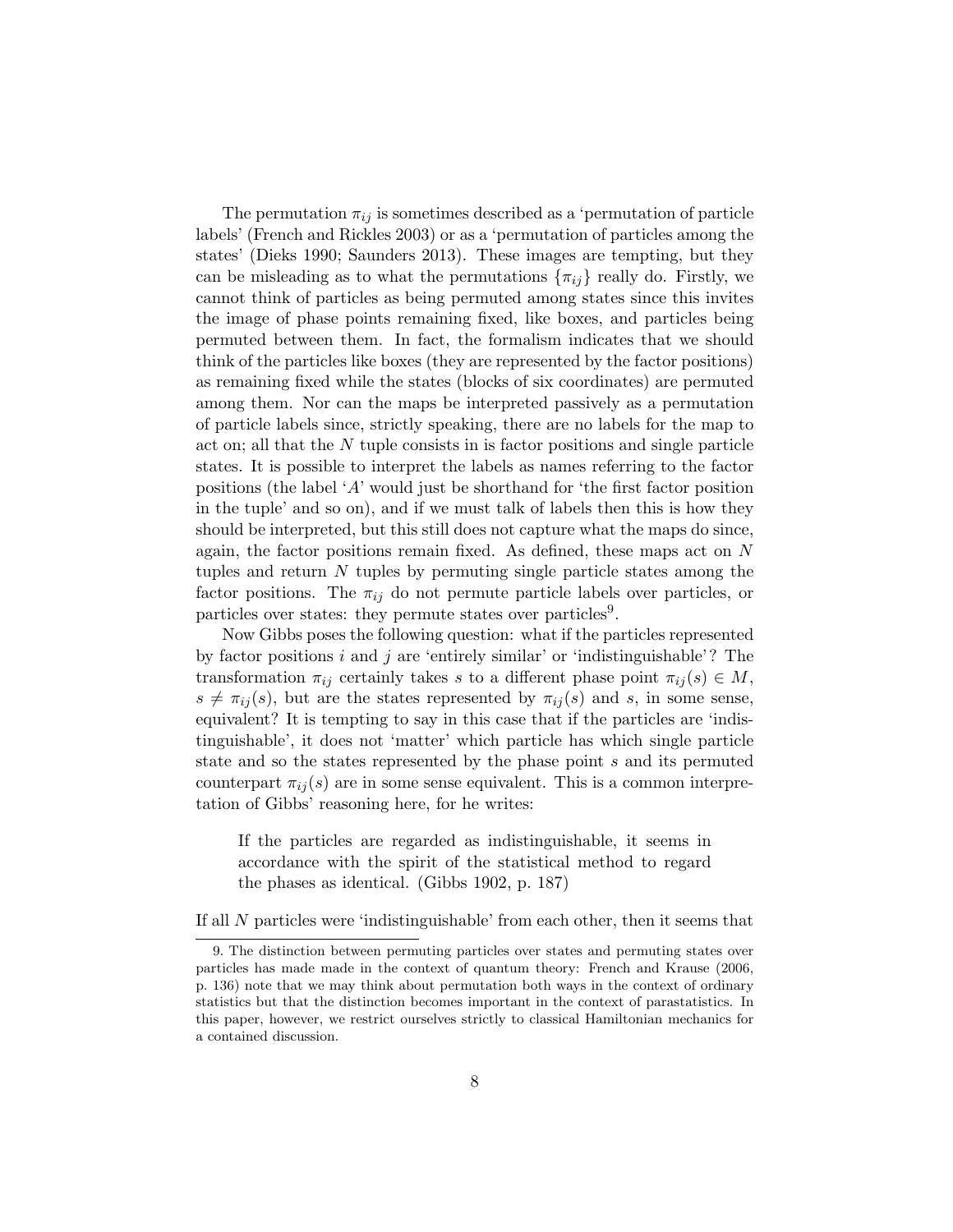The permutation $\pi_{ij}$ is sometimes described as a 'permutation of particle labels' (French and Rickles 2003) or as a 'permutation of particles among the states' (Dieks 1990; Saunders 2013). These images are tempting, but they can be misleading as to what the permutations $\{\pi_{ij}\}$ really do. Firstly, we cannot think of particles as being permuted among states since this invites the image of phase points remaining fixed, like boxes, and particles being permuted between them. In fact, the formalism indicates that we should think of the particles like boxes (they are represented by the factor positions) as remaining fixed while the states (blocks of six coordinates) are permuted among them. Nor can the maps be interpreted passively as a permutation of particle labels since, strictly speaking, there are no labels for the map to act on; all that the $N$ tuple consists in is factor positions and single particle states. It is possible to interpret the labels as names referring to the factor positions (the label '$A$' would just be shorthand for 'the first factor position in the tuple' and so on), and if we must talk of labels then this is how they should be interpreted, but this still does not capture what the maps do since, again, the factor positions remain fixed. As defined, these maps act on $N$ tuples and return $N$ tuples by permuting single particle states among the factor positions. The $\pi_{ij}$ do not permute particle labels over particles, or particles over states: they permute states over particles[9].

Now Gibbs poses the following question: what if the particles represented by factor positions $i$ and $j$ are 'entirely similar' or 'indistinguishable'? The transformation $\pi_{ij}$ certainly takes $s$ to a different phase point $\pi_{ij}(s) \in M$, $s \neq \pi_{ij}(s)$, but are the states represented by $\pi_{ij}(s)$ and $s$, in some sense, equivalent? It is tempting to say in this case that if the particles are 'indistinguishable', it does not 'matter' which particle has which single particle state and so the states represented by the phase point $s$ and its permuted counterpart $\pi_{ij}(s)$ are in some sense equivalent. This is a common interpretation of Gibbs' reasoning here, for he writes:

> If the particles are regarded as indistinguishable, it seems in accordance with the spirit of the statistical method to regard the phases as identical. (Gibbs 1902, p. 187)

If all $N$ particles were 'indistinguishable' from each other, then it seems that

9. The distinction between permuting particles over states and permuting states over particles has made made in the context of quantum theory: French and Krause (2006, p. 136) note that we may think about permutation both ways in the context of ordinary statistics but that the distinction becomes important in the context of parastatistics. In this paper, however, we restrict ourselves strictly to classical Hamiltonian mechanics for a contained discussion.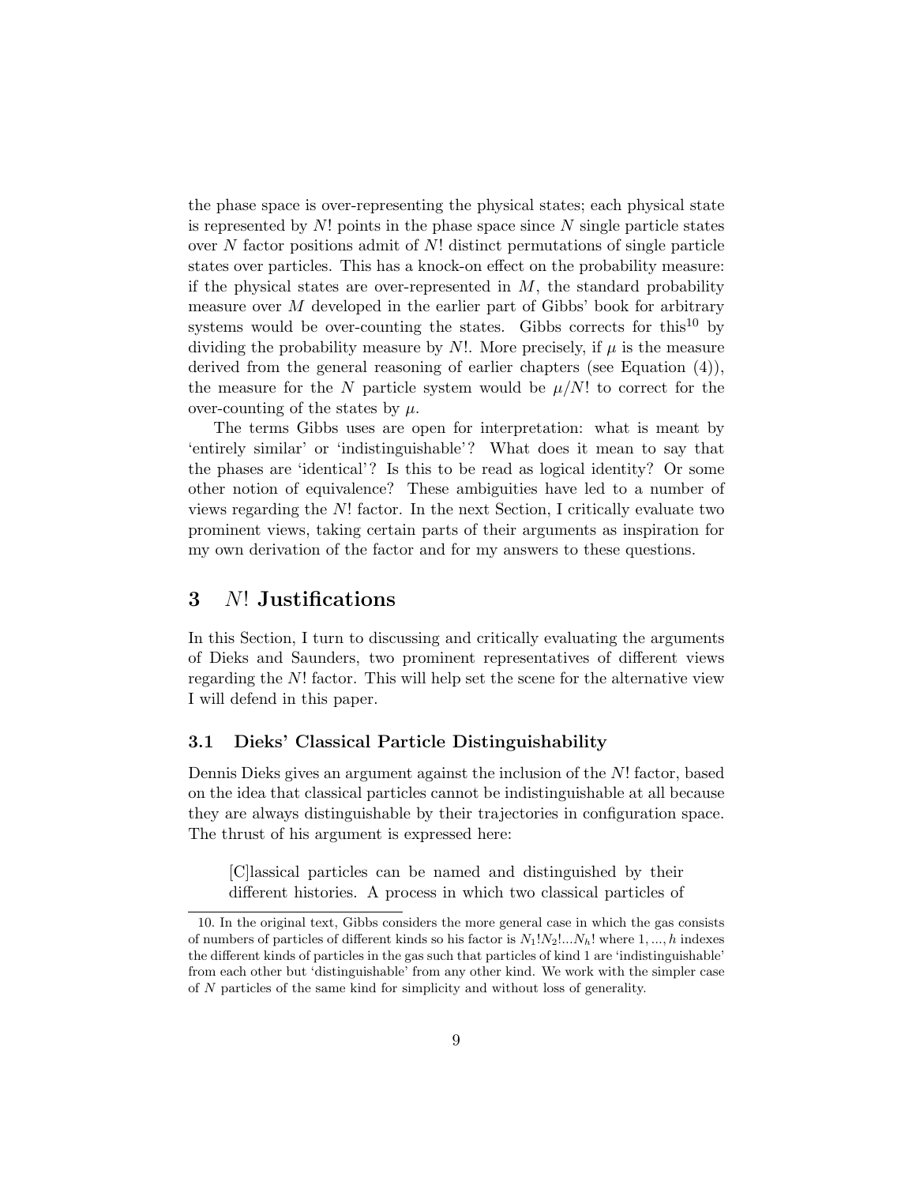the phase space is over-representing the physical states; each physical state is represented by $N!$ points in the phase space since $N$ single particle states over $N$ factor positions admit of $N!$ distinct permutations of single particle states over particles. This has a knock-on effect on the probability measure: if the physical states are over-represented in $M$, the standard probability measure over $M$ developed in the earlier part of Gibbs' book for arbitrary systems would be over-counting the states. Gibbs corrects for this[10] by dividing the probability measure by $N!$. More precisely, if $\mu$ is the measure derived from the general reasoning of earlier chapters (see Equation (4)), the measure for the $N$ particle system would be $\mu/N!$ to correct for the over-counting of the states by $\mu$.

The terms Gibbs uses are open for interpretation: what is meant by 'entirely similar' or 'indistinguishable'? What does it mean to say that the phases are 'identical'? Is this to be read as logical identity? Or some other notion of equivalence? These ambiguities have led to a number of views regarding the $N!$ factor. In the next Section, I critically evaluate two prominent views, taking certain parts of their arguments as inspiration for my own derivation of the factor and for my answers to these questions.

## 3 $N!$ Justifications

In this Section, I turn to discussing and critically evaluating the arguments of Dieks and Saunders, two prominent representatives of different views regarding the $N!$ factor. This will help set the scene for the alternative view I will defend in this paper.

### 3.1 Dieks' Classical Particle Distinguishability

Dennis Dieks gives an argument against the inclusion of the $N!$ factor, based on the idea that classical particles cannot be indistinguishable at all because they are always distinguishable by their trajectories in configuration space. The thrust of his argument is expressed here:

> [C]lassical particles can be named and distinguished by their different histories. A process in which two classical particles of

10. In the original text, Gibbs considers the more general case in which the gas consists of numbers of particles of different kinds so his factor is $N_1!N_2!...N_h!$ where $1, ..., h$ indexes the different kinds of particles in the gas such that particles of kind 1 are 'indistinguishable' from each other but 'distinguishable' from any other kind. We work with the simpler case of $N$ particles of the same kind for simplicity and without loss of generality.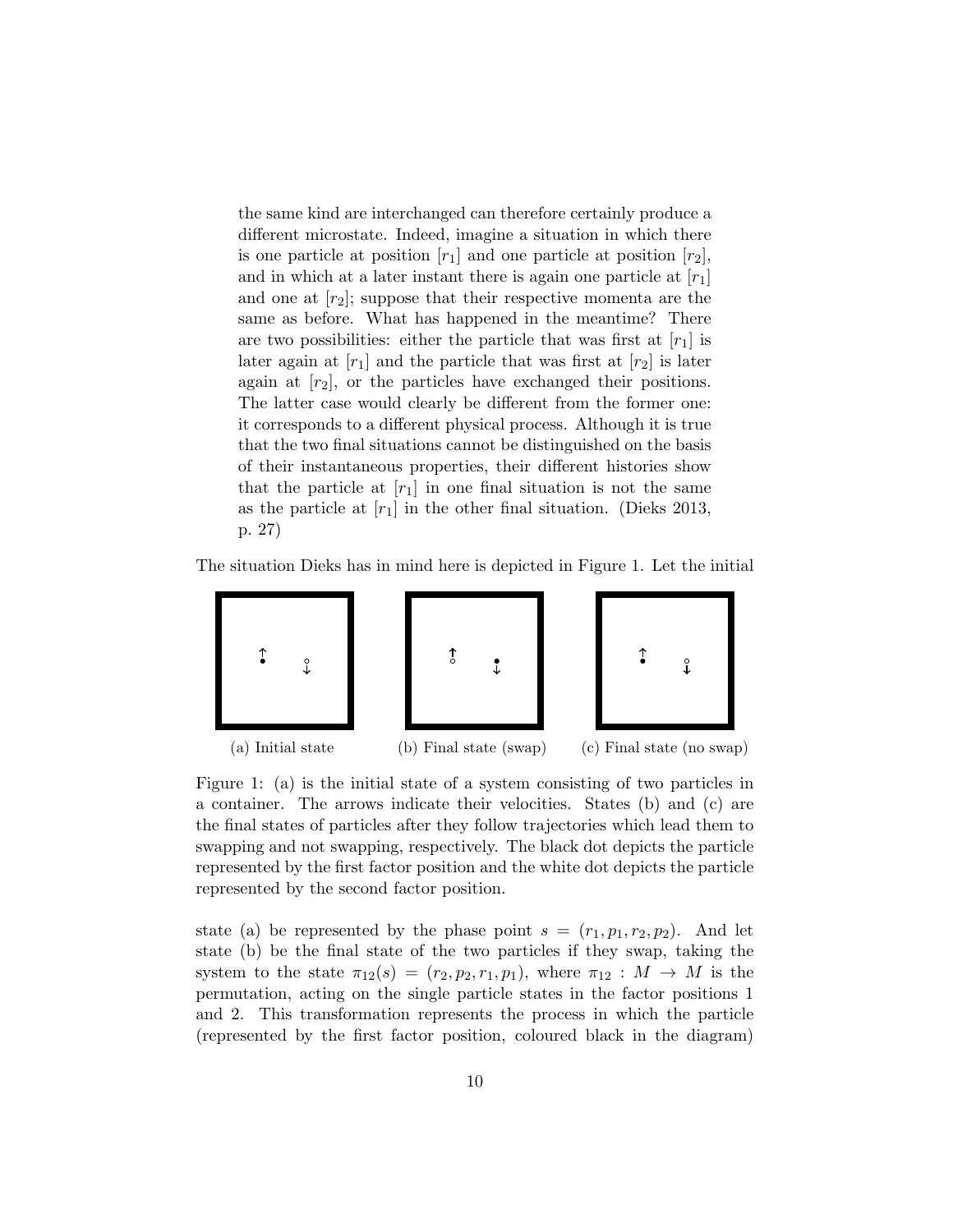the same kind are interchanged can therefore certainly produce a different microstate. Indeed, imagine a situation in which there is one particle at position $[r_1]$ and one particle at position $[r_2]$, and in which at a later instant there is again one particle at $[r_1]$ and one at $[r_2]$; suppose that their respective momenta are the same as before. What has happened in the meantime? There are two possibilities: either the particle that was first at $[r_1]$ is later again at $[r_1]$ and the particle that was first at $[r_2]$ is later again at $[r_2]$, or the particles have exchanged their positions. The latter case would clearly be different from the former one: it corresponds to a different physical process. Although it is true that the two final situations cannot be distinguished on the basis of their instantaneous properties, their different histories show that the particle at $[r_1]$ in one final situation is not the same as the particle at $[r_1]$ in the other final situation. (Dieks 2013, p. 27)

The situation Dieks has in mind here is depicted in Figure 1. Let the initial

(a) Initial state (b) Final state (swap) (c) Final state (no swap)

Figure 1: (a) is the initial state of a system consisting of two particles in a container. The arrows indicate their velocities. States (b) and (c) are the final states of particles after they follow trajectories which lead them to swapping and not swapping, respectively. The black dot depicts the particle represented by the first factor position and the white dot depicts the particle represented by the second factor position.

state (a) be represented by the phase point $s = (r_1, p_1, r_2, p_2)$. And let state (b) be the final state of the two particles if they swap, taking the system to the state $\pi_{12}(s) = (r_2, p_2, r_1, p_1)$, where $\pi_{12} : M \to M$ is the permutation, acting on the single particle states in the factor positions 1 and 2. This transformation represents the process in which the particle (represented by the first factor position, coloured black in the diagram)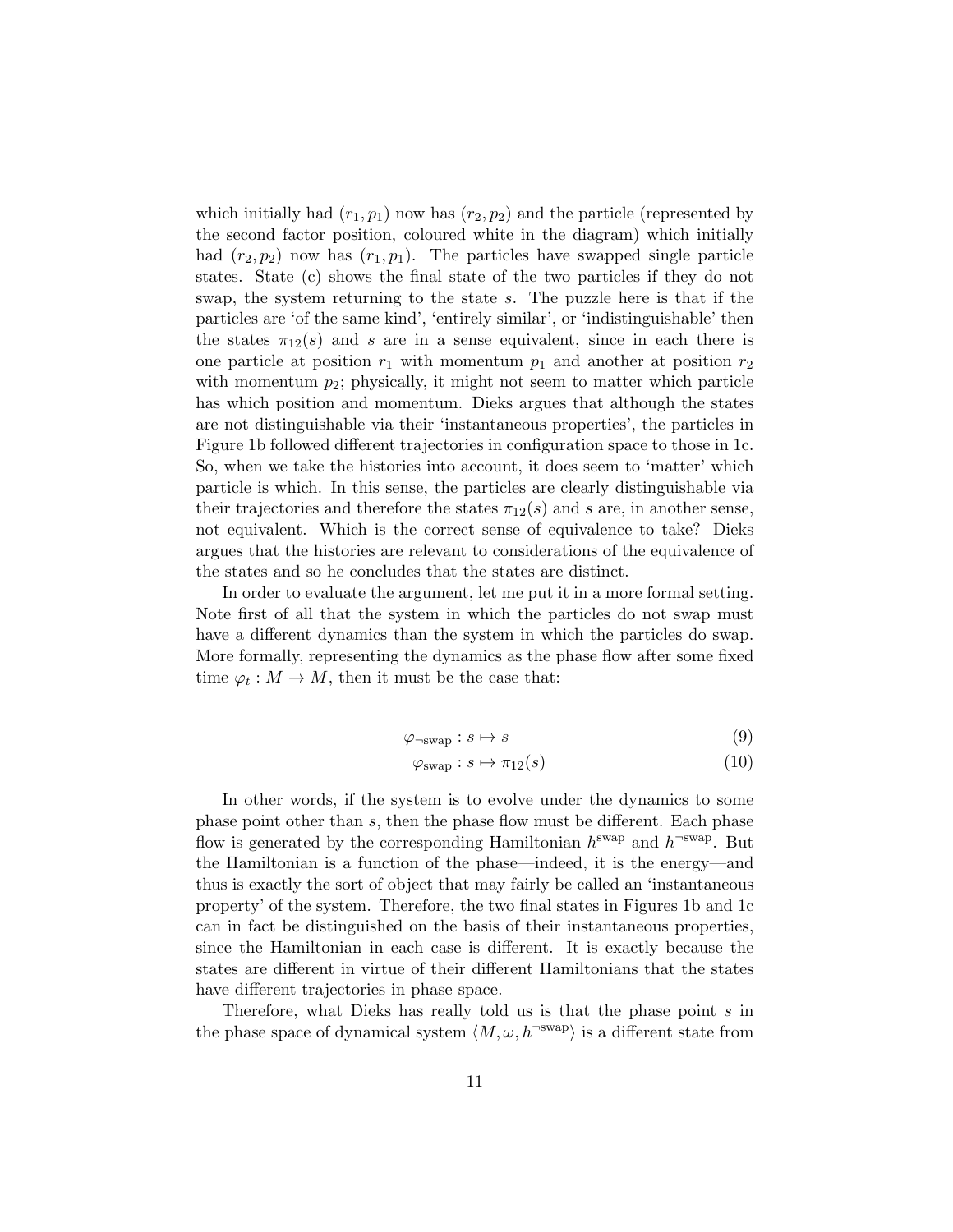which initially had $(r_1, p_1)$ now has $(r_2, p_2)$ and the particle (represented by the second factor position, coloured white in the diagram) which initially had $(r_2, p_2)$ now has $(r_1, p_1)$. The particles have swapped single particle states. State (c) shows the final state of the two particles if they do not swap, the system returning to the state $s$. The puzzle here is that if the particles are 'of the same kind', 'entirely similar', or 'indistinguishable' then the states $\pi_{12}(s)$ and $s$ are in a sense equivalent, since in each there is one particle at position $r_1$ with momentum $p_1$ and another at position $r_2$ with momentum $p_2$; physically, it might not seem to matter which particle has which position and momentum. Dieks argues that although the states are not distinguishable via their 'instantaneous properties', the particles in Figure 1b followed different trajectories in configuration space to those in 1c. So, when we take the histories into account, it does seem to 'matter' which particle is which. In this sense, the particles are clearly distinguishable via their trajectories and therefore the states $\pi_{12}(s)$ and $s$ are, in another sense, not equivalent. Which is the correct sense of equivalence to take? Dieks argues that the histories are relevant to considerations of the equivalence of the states and so he concludes that the states are distinct.

In order to evaluate the argument, let me put it in a more formal setting. Note first of all that the system in which the particles do not swap must have a different dynamics than the system in which the particles do swap. More formally, representing the dynamics as the phase flow after some fixed time $\varphi_t : M \to M$, then it must be the case that:

$$\varphi_{\neg\text{swap}} : s \mapsto s \tag{9}$$

$$\varphi_{\text{swap}} : s \mapsto \pi_{12}(s) \tag{10}$$

In other words, if the system is to evolve under the dynamics to some phase point other than $s$, then the phase flow must be different. Each phase flow is generated by the corresponding Hamiltonian $h^{\text{swap}}$ and $h^{\neg\text{swap}}$. But the Hamiltonian is a function of the phase—indeed, it is the energy—and thus is exactly the sort of object that may fairly be called an 'instantaneous property' of the system. Therefore, the two final states in Figures 1b and 1c can in fact be distinguished on the basis of their instantaneous properties, since the Hamiltonian in each case is different. It is exactly because the states are different in virtue of their different Hamiltonians that the states have different trajectories in phase space.

Therefore, what Dieks has really told us is that the phase point $s$ in the phase space of dynamical system $\langle M, \omega, h^{\neg\text{swap}} \rangle$ is a different state from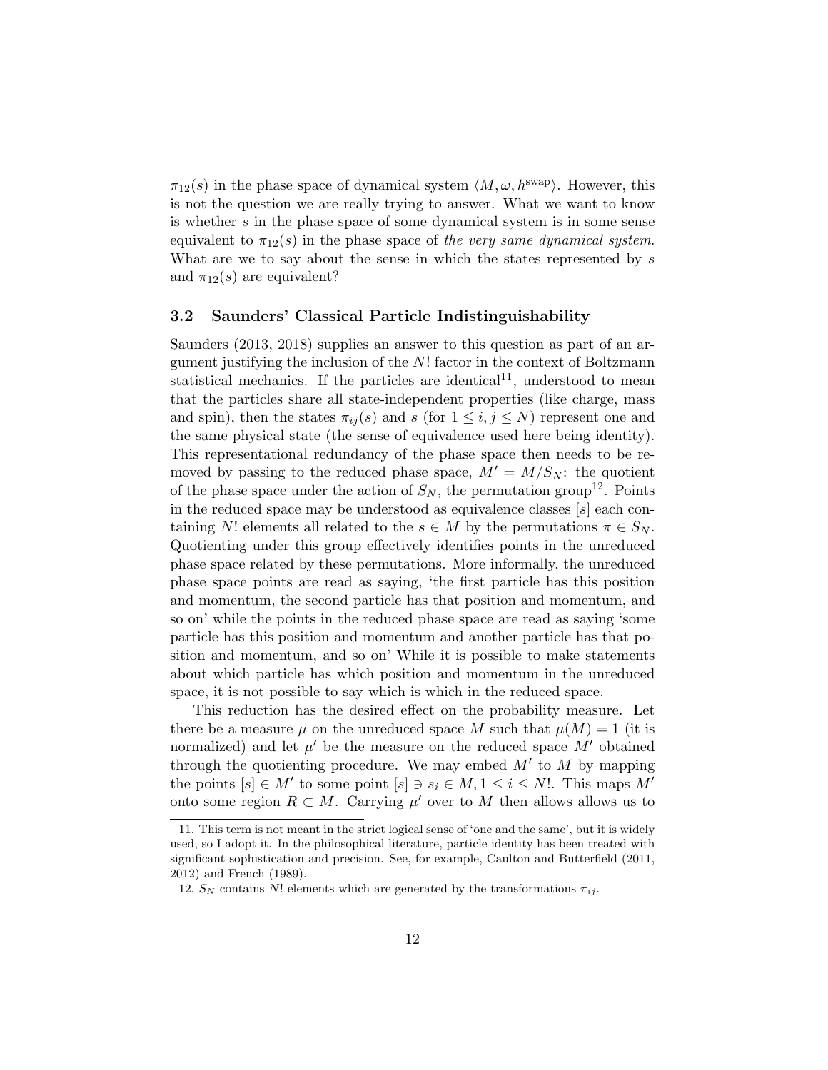$\pi_{12}(s)$ in the phase space of dynamical system $\langle M, \omega, h^{\text{swap}} \rangle$. However, this is not the question we are really trying to answer. What we want to know is whether $s$ in the phase space of some dynamical system is in some sense equivalent to $\pi_{12}(s)$ in the phase space of *the very same dynamical system*. What are we to say about the sense in which the states represented by $s$ and $\pi_{12}(s)$ are equivalent?

### 3.2 Saunders' Classical Particle Indistinguishability

Saunders (2013, 2018) supplies an answer to this question as part of an argument justifying the inclusion of the $N!$ factor in the context of Boltzmann statistical mechanics. If the particles are identical[11], understood to mean that the particles share all state-independent properties (like charge, mass and spin), then the states $\pi_{ij}(s)$ and $s$ (for $1 \leq i, j \leq N$) represent one and the same physical state (the sense of equivalence used here being identity). This representational redundancy of the phase space then needs to be removed by passing to the reduced phase space, $M' = M/S_N$: the quotient of the phase space under the action of $S_N$, the permutation group[12]. Points in the reduced space may be understood as equivalence classes $[s]$ each containing $N!$ elements all related to the $s \in M$ by the permutations $\pi \in S_N$. Quotienting under this group effectively identifies points in the unreduced phase space related by these permutations. More informally, the unreduced phase space points are read as saying, 'the first particle has this position and momentum, the second particle has that position and momentum, and so on' while the points in the reduced phase space are read as saying 'some particle has this position and momentum and another particle has that position and momentum, and so on' While it is possible to make statements about which particle has which position and momentum in the unreduced space, it is not possible to say which is which in the reduced space.

This reduction has the desired effect on the probability measure. Let there be a measure $\mu$ on the unreduced space $M$ such that $\mu(M) = 1$ (it is normalized) and let $\mu'$ be the measure on the reduced space $M'$ obtained through the quotienting procedure. We may embed $M'$ to $M$ by mapping the points $[s] \in M'$ to some point $[s] \ni s_i \in M, 1 \leq i \leq N!$. This maps $M'$ onto some region $R \subset M$. Carrying $\mu'$ over to $M$ then allows allows us to

11. This term is not meant in the strict logical sense of 'one and the same', but it is widely used, so I adopt it. In the philosophical literature, particle identity has been treated with significant sophistication and precision. See, for example, Caulton and Butterfield (2011, 2012) and French (1989).

12. $S_N$ contains $N!$ elements which are generated by the transformations $\pi_{ij}$.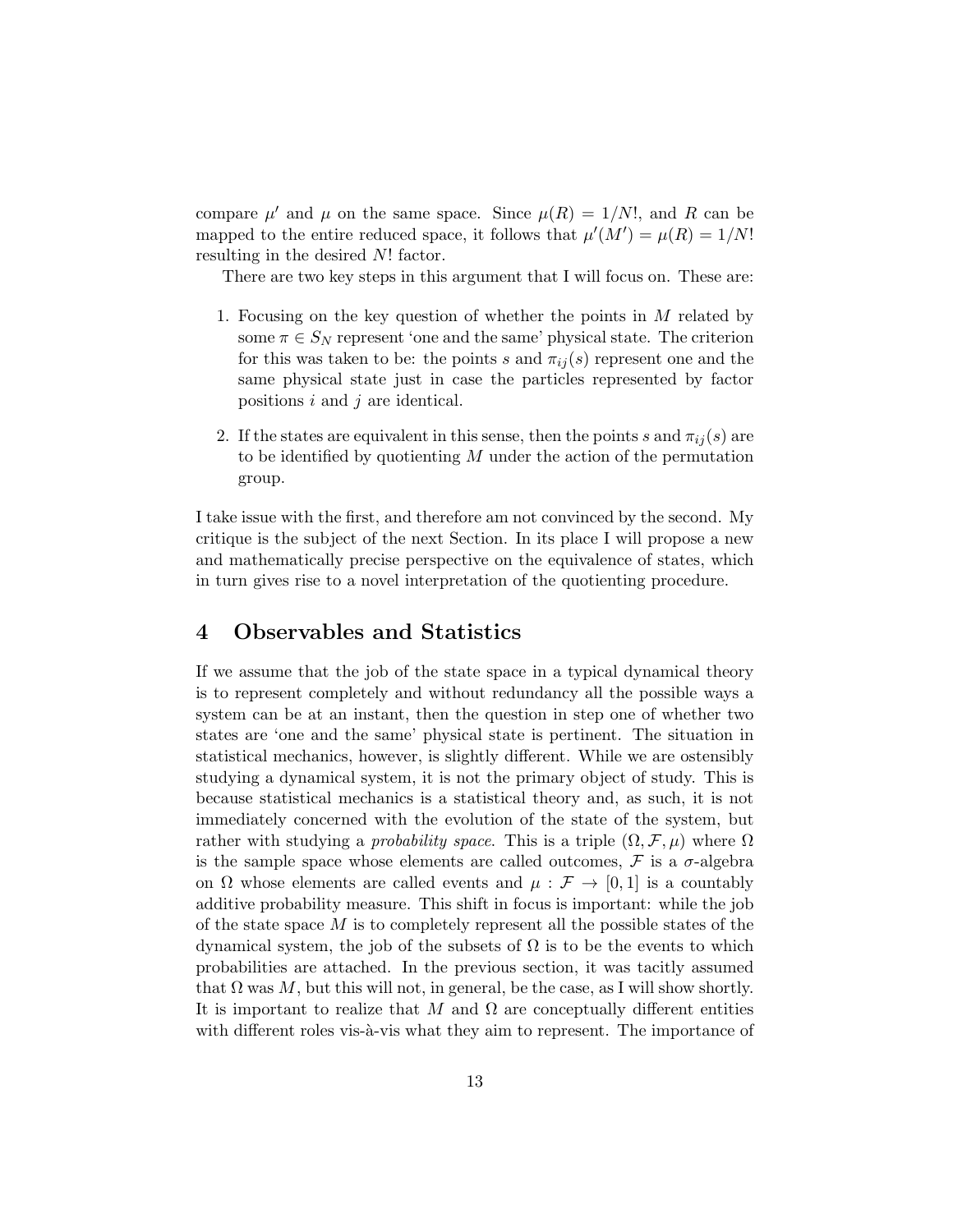compare $\mu'$ and $\mu$ on the same space. Since $\mu(R) = 1/N!$, and $R$ can be mapped to the entire reduced space, it follows that $\mu'(M') = \mu(R) = 1/N!$ resulting in the desired $N!$ factor.

There are two key steps in this argument that I will focus on. These are:

1. Focusing on the key question of whether the points in $M$ related by some $\pi \in S_N$ represent 'one and the same' physical state. The criterion for this was taken to be: the points $s$ and $\pi_{ij}(s)$ represent one and the same physical state just in case the particles represented by factor positions $i$ and $j$ are identical.
2. If the states are equivalent in this sense, then the points $s$ and $\pi_{ij}(s)$ are to be identified by quotienting $M$ under the action of the permutation group.

I take issue with the first, and therefore am not convinced by the second. My critique is the subject of the next Section. In its place I will propose a new and mathematically precise perspective on the equivalence of states, which in turn gives rise to a novel interpretation of the quotienting procedure.

## 4 Observables and Statistics

If we assume that the job of the state space in a typical dynamical theory is to represent completely and without redundancy all the possible ways a system can be at an instant, then the question in step one of whether two states are 'one and the same' physical state is pertinent. The situation in statistical mechanics, however, is slightly different. While we are ostensibly studying a dynamical system, it is not the primary object of study. This is because statistical mechanics is a statistical theory and, as such, it is not immediately concerned with the evolution of the state of the system, but rather with studying a *probability space*. This is a triple $(\Omega, \mathcal{F}, \mu)$ where $\Omega$ is the sample space whose elements are called outcomes, $\mathcal{F}$ is a $\sigma$-algebra on $\Omega$ whose elements are called events and $\mu : \mathcal{F} \to [0, 1]$ is a countably additive probability measure. This shift in focus is important: while the job of the state space $M$ is to completely represent all the possible states of the dynamical system, the job of the subsets of $\Omega$ is to be the events to which probabilities are attached. In the previous section, it was tacitly assumed that $\Omega$ was $M$, but this will not, in general, be the case, as I will show shortly. It is important to realize that $M$ and $\Omega$ are conceptually different entities with different roles vis-à-vis what they aim to represent. The importance of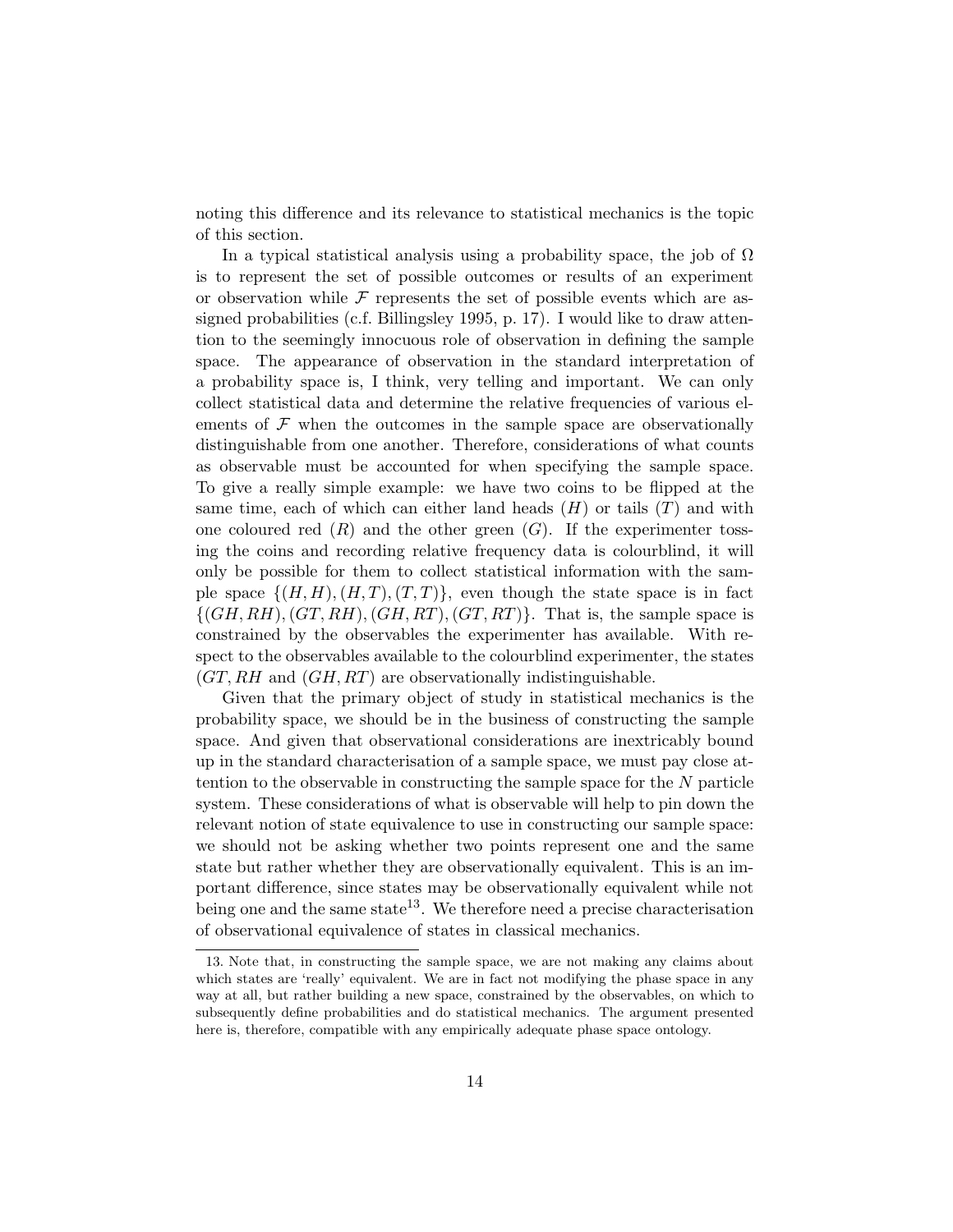noting this difference and its relevance to statistical mechanics is the topic of this section.

In a typical statistical analysis using a probability space, the job of $\Omega$ is to represent the set of possible outcomes or results of an experiment or observation while $\mathcal{F}$ represents the set of possible events which are assigned probabilities (c.f. Billingsley 1995, p. 17). I would like to draw attention to the seemingly innocuous role of observation in defining the sample space. The appearance of observation in the standard interpretation of a probability space is, I think, very telling and important. We can only collect statistical data and determine the relative frequencies of various elements of $\mathcal{F}$ when the outcomes in the sample space are observationally distinguishable from one another. Therefore, considerations of what counts as observable must be accounted for when specifying the sample space. To give a really simple example: we have two coins to be flipped at the same time, each of which can either land heads ($H$) or tails ($T$) and with one coloured red ($R$) and the other green ($G$). If the experimenter tossing the coins and recording relative frequency data is colourblind, it will only be possible for them to collect statistical information with the sample space $\{(H, H), (H, T), (T, T)\}$, even though the state space is in fact $\{(GH, RH), (GT, RH), (GH, RT), (GT, RT)\}$. That is, the sample space is constrained by the observables the experimenter has available. With respect to the observables available to the colourblind experimenter, the states $(GT, RH$ and $(GH, RT)$ are observationally indistinguishable.

Given that the primary object of study in statistical mechanics is the probability space, we should be in the business of constructing the sample space. And given that observational considerations are inextricably bound up in the standard characterisation of a sample space, we must pay close attention to the observable in constructing the sample space for the $N$ particle system. These considerations of what is observable will help to pin down the relevant notion of state equivalence to use in constructing our sample space: we should not be asking whether two points represent one and the same state but rather whether they are observationally equivalent. This is an important difference, since states may be observationally equivalent while not being one and the same state[13]. We therefore need a precise characterisation of observational equivalence of states in classical mechanics.

13. Note that, in constructing the sample space, we are not making any claims about which states are 'really' equivalent. We are in fact not modifying the phase space in any way at all, but rather building a new space, constrained by the observables, on which to subsequently define probabilities and do statistical mechanics. The argument presented here is, therefore, compatible with any empirically adequate phase space ontology.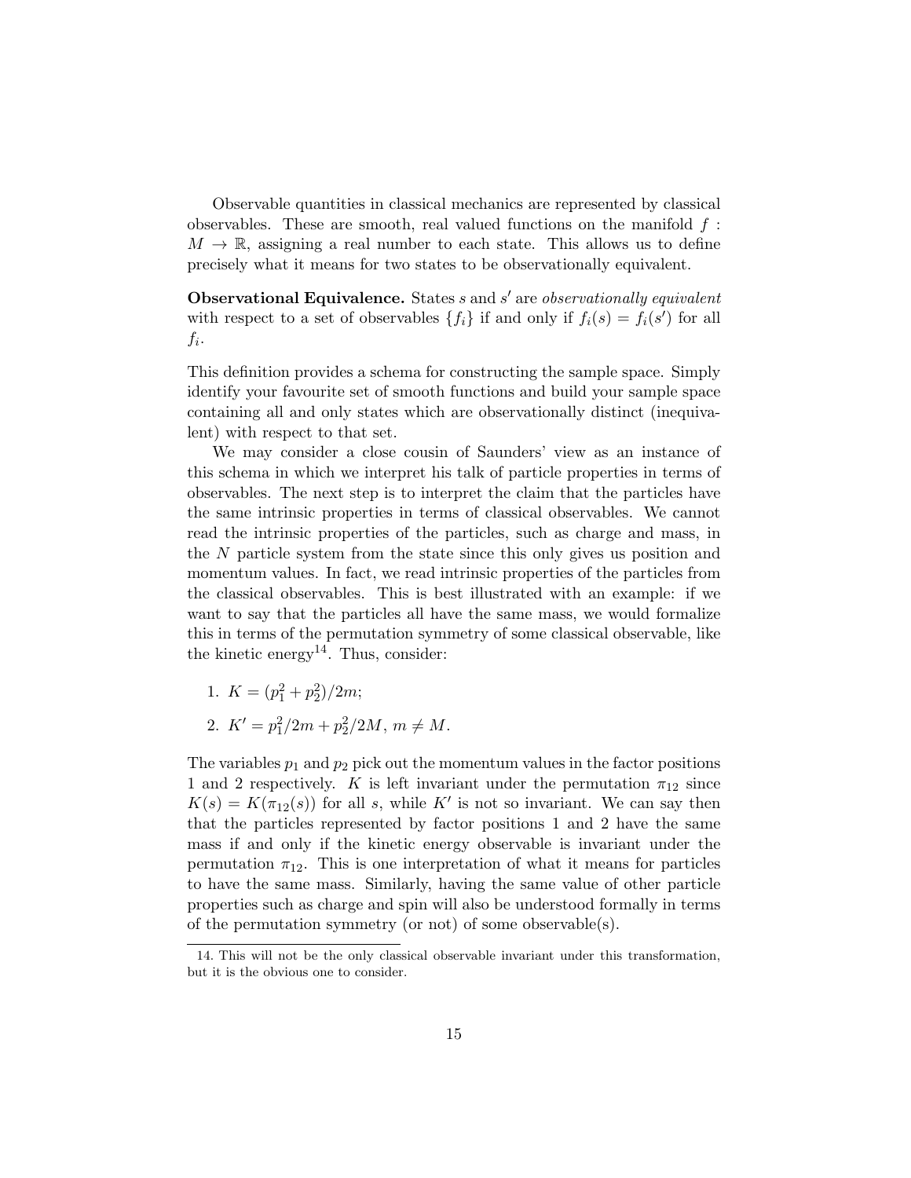Observable quantities in classical mechanics are represented by classical observables. These are smooth, real valued functions on the manifold $f : M \to \mathbb{R}$, assigning a real number to each state. This allows us to define precisely what it means for two states to be observationally equivalent.

**Observational Equivalence.** States $s$ and $s'$ are *observationally equivalent* with respect to a set of observables $\{f_i\}$ if and only if $f_i(s) = f_i(s')$ for all $f_i$.

This definition provides a schema for constructing the sample space. Simply identify your favourite set of smooth functions and build your sample space containing all and only states which are observationally distinct (inequivalent) with respect to that set.

We may consider a close cousin of Saunders' view as an instance of this schema in which we interpret his talk of particle properties in terms of observables. The next step is to interpret the claim that the particles have the same intrinsic properties in terms of classical observables. We cannot read the intrinsic properties of the particles, such as charge and mass, in the $N$ particle system from the state since this only gives us position and momentum values. In fact, we read intrinsic properties of the particles from the classical observables. This is best illustrated with an example: if we want to say that the particles all have the same mass, we would formalize this in terms of the permutation symmetry of some classical observable, like the kinetic energy[14]. Thus, consider:

1. $K = (p_1^2 + p_2^2)/2m$;
2. $K' = p_1^2/2m + p_2^2/2M$, $m \neq M$.

The variables $p_1$ and $p_2$ pick out the momentum values in the factor positions 1 and 2 respectively. $K$ is left invariant under the permutation $\pi_{12}$ since $K(s) = K(\pi_{12}(s))$ for all $s$, while $K'$ is not so invariant. We can say then that the particles represented by factor positions 1 and 2 have the same mass if and only if the kinetic energy observable is invariant under the permutation $\pi_{12}$. This is one interpretation of what it means for particles to have the same mass. Similarly, having the same value of other particle properties such as charge and spin will also be understood formally in terms of the permutation symmetry (or not) of some observable(s).

14. This will not be the only classical observable invariant under this transformation, but it is the obvious one to consider.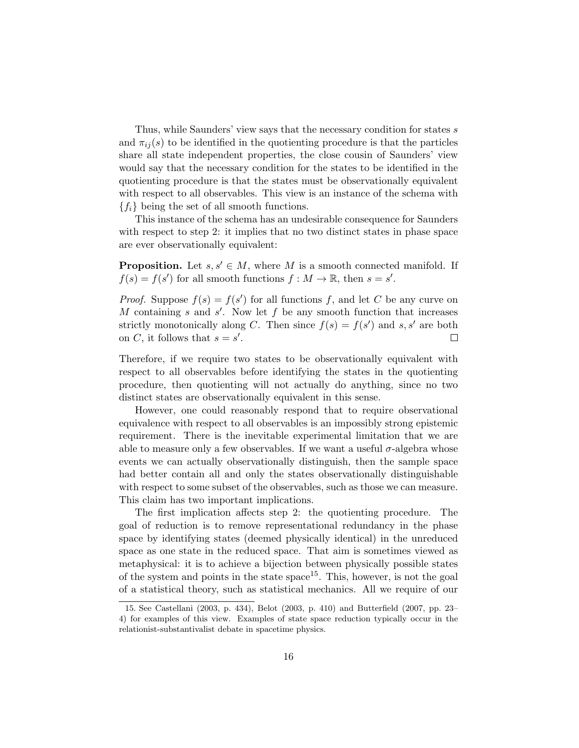Thus, while Saunders' view says that the necessary condition for states $s$ and $\pi_{ij}(s)$ to be identified in the quotienting procedure is that the particles share all state independent properties, the close cousin of Saunders' view would say that the necessary condition for the states to be identified in the quotienting procedure is that the states must be observationally equivalent with respect to all observables. This view is an instance of the schema with $\{f_i\}$ being the set of all smooth functions.

This instance of the schema has an undesirable consequence for Saunders with respect to step 2: it implies that no two distinct states in phase space are ever observationally equivalent:

**Proposition.** Let $s, s' \in M$, where $M$ is a smooth connected manifold. If $f(s) = f(s')$ for all smooth functions $f : M \to \mathbb{R}$, then $s = s'$.

*Proof.* Suppose $f(s) = f(s')$ for all functions $f$, and let $C$ be any curve on $M$ containing $s$ and $s'$. Now let $f$ be any smooth function that increases strictly monotonically along $C$. Then since $f(s) = f(s')$ and $s, s'$ are both on $C$, it follows that $s = s'$. □

Therefore, if we require two states to be observationally equivalent with respect to all observables before identifying the states in the quotienting procedure, then quotienting will not actually do anything, since no two distinct states are observationally equivalent in this sense.

However, one could reasonably respond that to require observational equivalence with respect to all observables is an impossibly strong epistemic requirement. There is the inevitable experimental limitation that we are able to measure only a few observables. If we want a useful $\sigma$-algebra whose events we can actually observationally distinguish, then the sample space had better contain all and only the states observationally distinguishable with respect to some subset of the observables, such as those we can measure. This claim has two important implications.

The first implication affects step 2: the quotienting procedure. The goal of reduction is to remove representational redundancy in the phase space by identifying states (deemed physically identical) in the unreduced space as one state in the reduced space. That aim is sometimes viewed as metaphysical: it is to achieve a bijection between physically possible states of the system and points in the state space[15]. This, however, is not the goal of a statistical theory, such as statistical mechanics. All we require of our

15. See Castellani (2003, p. 434), Belot (2003, p. 410) and Butterfield (2007, pp. 23–4) for examples of this view. Examples of state space reduction typically occur in the relationist-substantivalist debate in spacetime physics.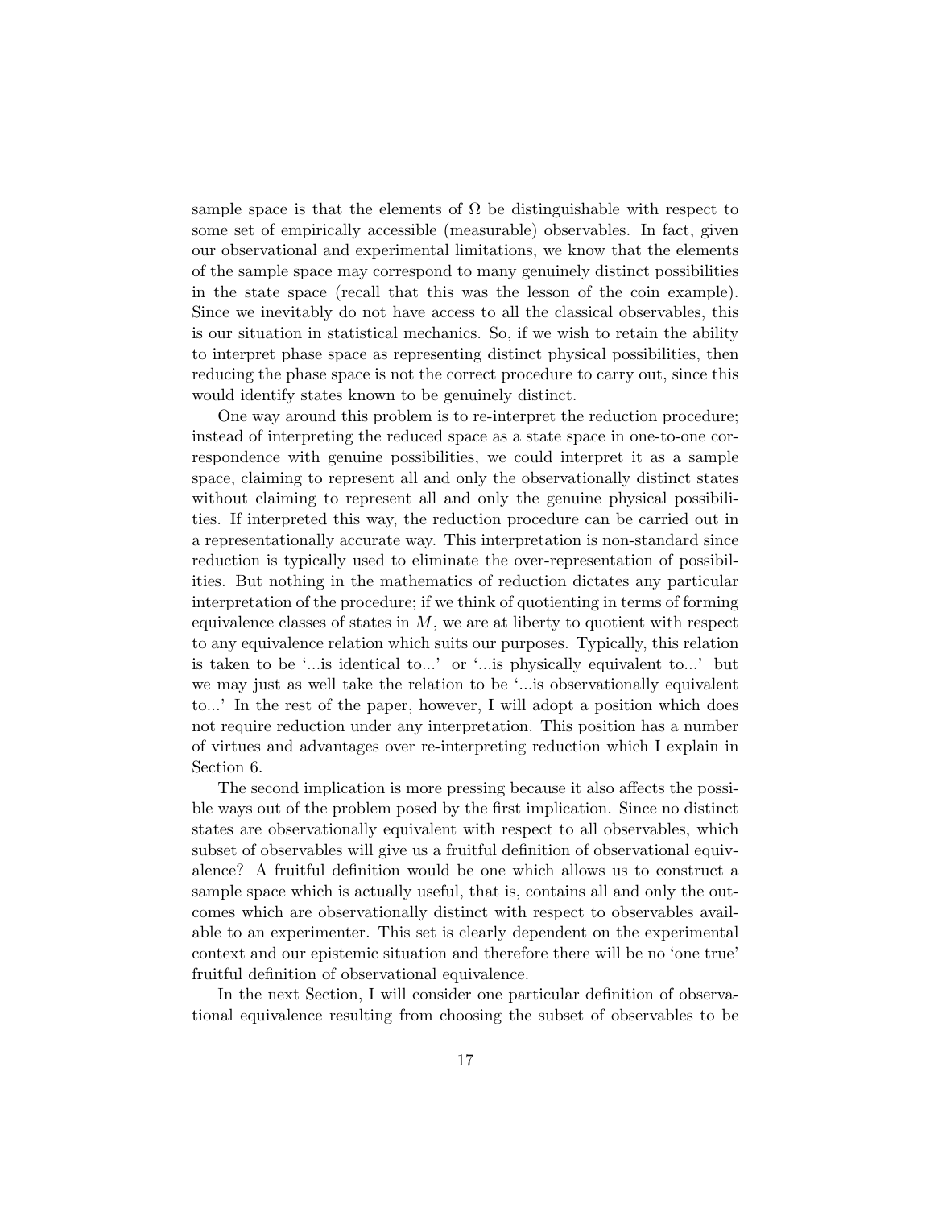sample space is that the elements of $\Omega$ be distinguishable with respect to some set of empirically accessible (measurable) observables. In fact, given our observational and experimental limitations, we know that the elements of the sample space may correspond to many genuinely distinct possibilities in the state space (recall that this was the lesson of the coin example). Since we inevitably do not have access to all the classical observables, this is our situation in statistical mechanics. So, if we wish to retain the ability to interpret phase space as representing distinct physical possibilities, then reducing the phase space is not the correct procedure to carry out, since this would identify states known to be genuinely distinct.

One way around this problem is to re-interpret the reduction procedure; instead of interpreting the reduced space as a state space in one-to-one correspondence with genuine possibilities, we could interpret it as a sample space, claiming to represent all and only the observationally distinct states without claiming to represent all and only the genuine physical possibilities. If interpreted this way, the reduction procedure can be carried out in a representationally accurate way. This interpretation is non-standard since reduction is typically used to eliminate the over-representation of possibilities. But nothing in the mathematics of reduction dictates any particular interpretation of the procedure; if we think of quotienting in terms of forming equivalence classes of states in $M$, we are at liberty to quotient with respect to any equivalence relation which suits our purposes. Typically, this relation is taken to be '...is identical to...' or '...is physically equivalent to...' but we may just as well take the relation to be '...is observationally equivalent to...' In the rest of the paper, however, I will adopt a position which does not require reduction under any interpretation. This position has a number of virtues and advantages over re-interpreting reduction which I explain in Section 6.

The second implication is more pressing because it also affects the possible ways out of the problem posed by the first implication. Since no distinct states are observationally equivalent with respect to all observables, which subset of observables will give us a fruitful definition of observational equivalence? A fruitful definition would be one which allows us to construct a sample space which is actually useful, that is, contains all and only the outcomes which are observationally distinct with respect to observables available to an experimenter. This set is clearly dependent on the experimental context and our epistemic situation and therefore there will be no 'one true' fruitful definition of observational equivalence.

In the next Section, I will consider one particular definition of observational equivalence resulting from choosing the subset of observables to be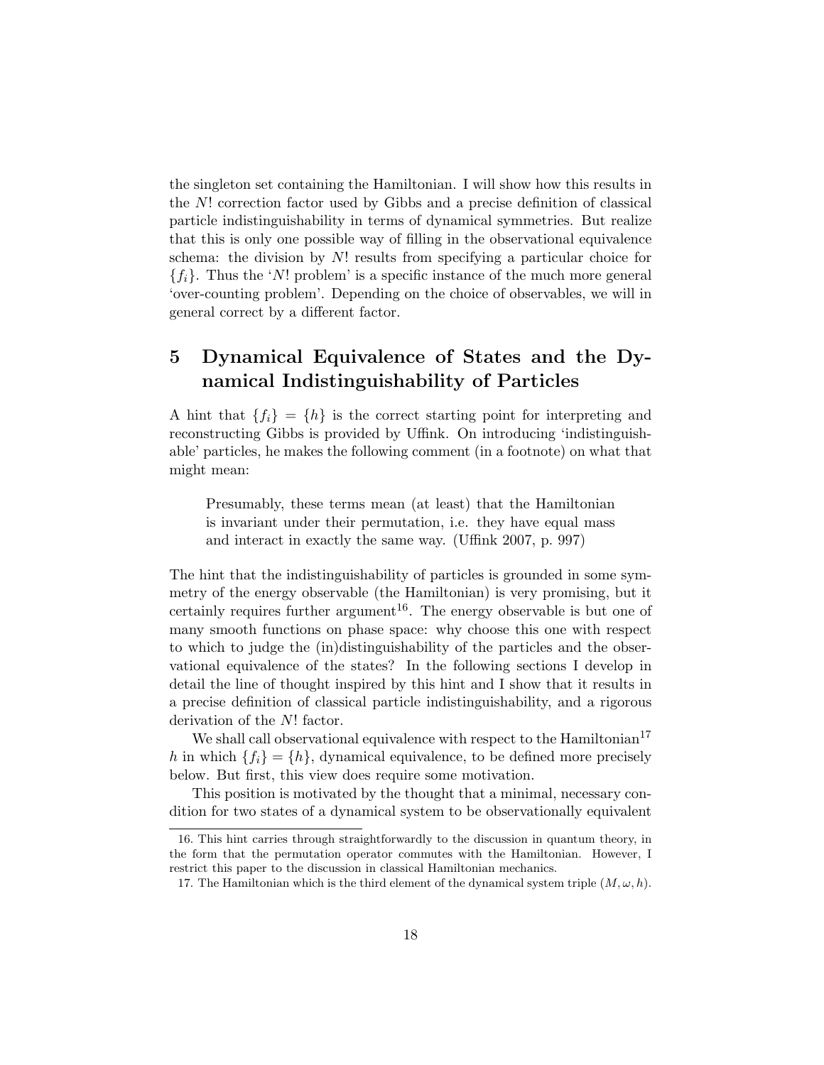the singleton set containing the Hamiltonian. I will show how this results in the $N!$ correction factor used by Gibbs and a precise definition of classical particle indistinguishability in terms of dynamical symmetries. But realize that this is only one possible way of filling in the observational equivalence schema: the division by $N!$ results from specifying a particular choice for $\{f_i\}$. Thus the '$N!$ problem' is a specific instance of the much more general 'over-counting problem'. Depending on the choice of observables, we will in general correct by a different factor.

## 5 Dynamical Equivalence of States and the Dynamical Indistinguishability of Particles

A hint that $\{f_i\} = \{h\}$ is the correct starting point for interpreting and reconstructing Gibbs is provided by Uffink. On introducing 'indistinguishable' particles, he makes the following comment (in a footnote) on what that might mean:

> Presumably, these terms mean (at least) that the Hamiltonian is invariant under their permutation, i.e. they have equal mass and interact in exactly the same way. (Uffink 2007, p. 997)

The hint that the indistinguishability of particles is grounded in some symmetry of the energy observable (the Hamiltonian) is very promising, but it certainly requires further argument[16]. The energy observable is but one of many smooth functions on phase space: why choose this one with respect to which to judge the (in)distinguishability of the particles and the observational equivalence of the states? In the following sections I develop in detail the line of thought inspired by this hint and I show that it results in a precise definition of classical particle indistinguishability, and a rigorous derivation of the $N!$ factor.

We shall call observational equivalence with respect to the Hamiltonian[17] $h$ in which $\{f_i\} = \{h\}$, dynamical equivalence, to be defined more precisely below. But first, this view does require some motivation.

This position is motivated by the thought that a minimal, necessary condition for two states of a dynamical system to be observationally equivalent

16. This hint carries through straightforwardly to the discussion in quantum theory, in the form that the permutation operator commutes with the Hamiltonian. However, I restrict this paper to the discussion in classical Hamiltonian mechanics.

17. The Hamiltonian which is the third element of the dynamical system triple $(M, \omega, h)$.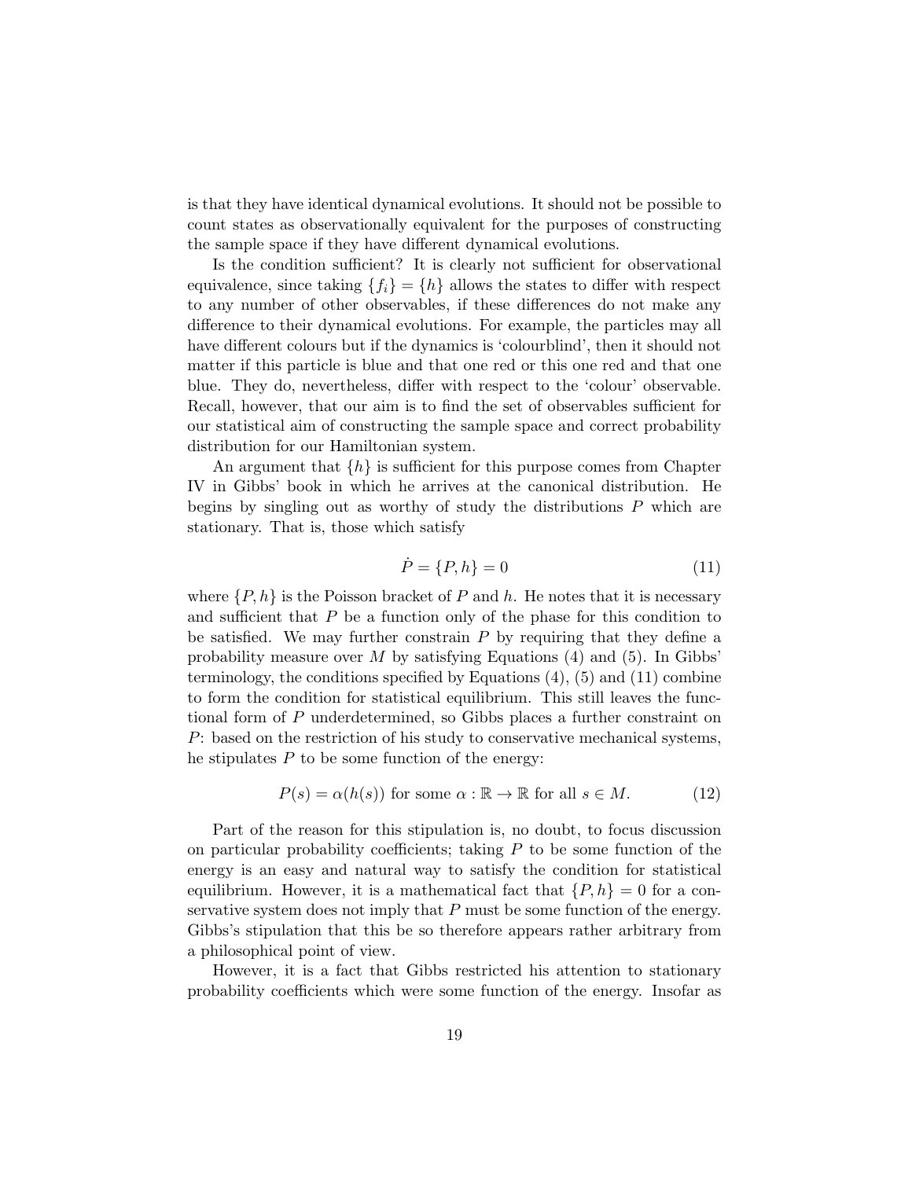is that they have identical dynamical evolutions. It should not be possible to count states as observationally equivalent for the purposes of constructing the sample space if they have different dynamical evolutions.

Is the condition sufficient? It is clearly not sufficient for observational equivalence, since taking $\{f_i\} = \{h\}$ allows the states to differ with respect to any number of other observables, if these differences do not make any difference to their dynamical evolutions. For example, the particles may all have different colours but if the dynamics is 'colourblind', then it should not matter if this particle is blue and that one red or this one red and that one blue. They do, nevertheless, differ with respect to the 'colour' observable. Recall, however, that our aim is to find the set of observables sufficient for our statistical aim of constructing the sample space and correct probability distribution for our Hamiltonian system.

An argument that $\{h\}$ is sufficient for this purpose comes from Chapter IV in Gibbs' book in which he arrives at the canonical distribution. He begins by singling out as worthy of study the distributions $P$ which are stationary. That is, those which satisfy

$$\dot{P} = \{P, h\} = 0 \tag{11}$$

where $\{P, h\}$ is the Poisson bracket of $P$ and $h$. He notes that it is necessary and sufficient that $P$ be a function only of the phase for this condition to be satisfied. We may further constrain $P$ by requiring that they define a probability measure over $M$ by satisfying Equations (4) and (5). In Gibbs' terminology, the conditions specified by Equations (4), (5) and (11) combine to form the condition for statistical equilibrium. This still leaves the functional form of $P$ underdetermined, so Gibbs places a further constraint on $P$: based on the restriction of his study to conservative mechanical systems, he stipulates $P$ to be some function of the energy:

$$P(s) = \alpha(h(s)) \text{ for some } \alpha : \mathbb{R} \to \mathbb{R} \text{ for all } s \in M. \tag{12}$$

Part of the reason for this stipulation is, no doubt, to focus discussion on particular probability coefficients; taking $P$ to be some function of the energy is an easy and natural way to satisfy the condition for statistical equilibrium. However, it is a mathematical fact that $\{P, h\} = 0$ for a conservative system does not imply that $P$ must be some function of the energy. Gibbs's stipulation that this be so therefore appears rather arbitrary from a philosophical point of view.

However, it is a fact that Gibbs restricted his attention to stationary probability coefficients which were some function of the energy. Insofar as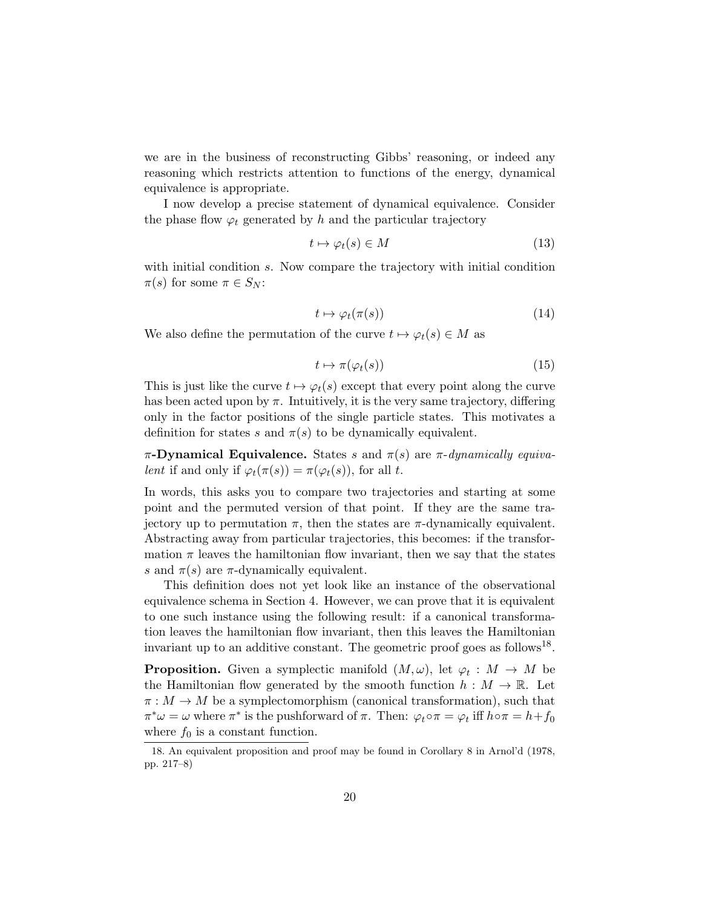we are in the business of reconstructing Gibbs' reasoning, or indeed any reasoning which restricts attention to functions of the energy, dynamical equivalence is appropriate.

I now develop a precise statement of dynamical equivalence. Consider the phase flow $\varphi_t$ generated by $h$ and the particular trajectory

$$t \mapsto \varphi_t(s) \in M \tag{13}$$

with initial condition $s$. Now compare the trajectory with initial condition $\pi(s)$ for some $\pi \in S_N$:

$$t \mapsto \varphi_t(\pi(s)) \tag{14}$$

We also define the permutation of the curve $t \mapsto \varphi_t(s) \in M$ as

$$t \mapsto \pi(\varphi_t(s)) \tag{15}$$

This is just like the curve $t \mapsto \varphi_t(s)$ except that every point along the curve has been acted upon by $\pi$. Intuitively, it is the very same trajectory, differing only in the factor positions of the single particle states. This motivates a definition for states $s$ and $\pi(s)$ to be dynamically equivalent.

**$\pi$-Dynamical Equivalence.** States $s$ and $\pi(s)$ are *$\pi$-dynamically equivalent* if and only if $\varphi_t(\pi(s)) = \pi(\varphi_t(s))$, for all $t$.

In words, this asks you to compare two trajectories and starting at some point and the permuted version of that point. If they are the same trajectory up to permutation $\pi$, then the states are $\pi$-dynamically equivalent. Abstracting away from particular trajectories, this becomes: if the transformation $\pi$ leaves the hamiltonian flow invariant, then we say that the states $s$ and $\pi(s)$ are $\pi$-dynamically equivalent.

This definition does not yet look like an instance of the observational equivalence schema in Section 4. However, we can prove that it is equivalent to one such instance using the following result: if a canonical transformation leaves the hamiltonian flow invariant, then this leaves the Hamiltonian invariant up to an additive constant. The geometric proof goes as follows[18].

**Proposition.** Given a symplectic manifold $(M, \omega)$, let $\varphi_t : M \to M$ be the Hamiltonian flow generated by the smooth function $h : M \to \mathbb{R}$. Let $\pi : M \to M$ be a symplectomorphism (canonical transformation), such that $\pi^*\omega = \omega$ where $\pi^*$ is the pushforward of $\pi$. Then: $\varphi_t \circ \pi = \varphi_t$ iff $h \circ \pi = h + f_0$ where $f_0$ is a constant function.

18. An equivalent proposition and proof may be found in Corollary 8 in Arnol'd (1978, pp. 217–8)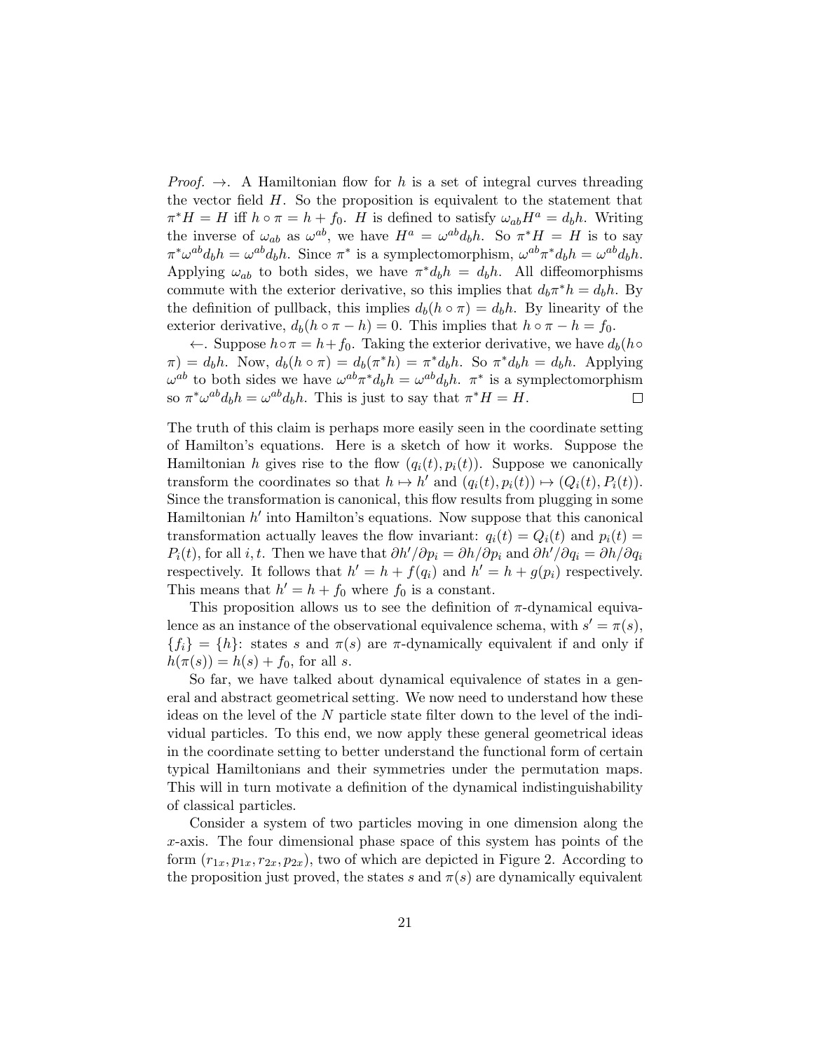*Proof.* $\rightarrow$. A Hamiltonian flow for $h$ is a set of integral curves threading the vector field $H$. So the proposition is equivalent to the statement that $\pi^*H = H$ iff $h \circ \pi = h + f_0$. $H$ is defined to satisfy $\omega_{ab}H^a = d_b h$. Writing the inverse of $\omega_{ab}$ as $\omega^{ab}$, we have $H^a = \omega^{ab}d_b h$. So $\pi^*H = H$ is to say $\pi^*\omega^{ab}d_b h = \omega^{ab}d_b h$. Since $\pi^*$ is a symplectomorphism, $\omega^{ab}\pi^*d_b h = \omega^{ab}d_b h$. Applying $\omega_{ab}$ to both sides, we have $\pi^*d_b h = d_b h$. All diffeomorphisms commute with the exterior derivative, so this implies that $d_b\pi^*h = d_b h$. By the definition of pullback, this implies $d_b(h \circ \pi) = d_b h$. By linearity of the exterior derivative, $d_b(h \circ \pi - h) = 0$. This implies that $h \circ \pi - h = f_0$.

$\leftarrow$. Suppose $h \circ \pi = h + f_0$. Taking the exterior derivative, we have $d_b(h \circ \pi) = d_b h$. Now, $d_b(h \circ \pi) = d_b(\pi^*h) = \pi^*d_b h$. So $\pi^*d_b h = d_b h$. Applying $\omega^{ab}$ to both sides we have $\omega^{ab}\pi^*d_b h = \omega^{ab}d_b h$. $\pi^*$ is a symplectomorphism so $\pi^*\omega^{ab}d_b h = \omega^{ab}d_b h$. This is just to say that $\pi^*H = H$. $\square$

The truth of this claim is perhaps more easily seen in the coordinate setting of Hamilton's equations. Here is a sketch of how it works. Suppose the Hamiltonian $h$ gives rise to the flow $(q_i(t), p_i(t))$. Suppose we canonically transform the coordinates so that $h \mapsto h'$ and $(q_i(t), p_i(t)) \mapsto (Q_i(t), P_i(t))$. Since the transformation is canonical, this flow results from plugging in some Hamiltonian $h'$ into Hamilton's equations. Now suppose that this canonical transformation actually leaves the flow invariant: $q_i(t) = Q_i(t)$ and $p_i(t) = P_i(t)$, for all $i, t$. Then we have that $\partial h'/\partial p_i = \partial h/\partial p_i$ and $\partial h'/\partial q_i = \partial h/\partial q_i$ respectively. It follows that $h' = h + f(q_i)$ and $h' = h + g(p_i)$ respectively. This means that $h' = h + f_0$ where $f_0$ is a constant.

This proposition allows us to see the definition of $\pi$-dynamical equivalence as an instance of the observational equivalence schema, with $s' = \pi(s)$, $\{f_i\} = \{h\}$: states $s$ and $\pi(s)$ are $\pi$-dynamically equivalent if and only if $h(\pi(s)) = h(s) + f_0$, for all $s$.

So far, we have talked about dynamical equivalence of states in a general and abstract geometrical setting. We now need to understand how these ideas on the level of the $N$ particle state filter down to the level of the individual particles. To this end, we now apply these general geometrical ideas in the coordinate setting to better understand the functional form of certain typical Hamiltonians and their symmetries under the permutation maps. This will in turn motivate a definition of the dynamical indistinguishability of classical particles.

Consider a system of two particles moving in one dimension along the $x$-axis. The four dimensional phase space of this system has points of the form $(r_{1x}, p_{1x}, r_{2x}, p_{2x})$, two of which are depicted in Figure 2. According to the proposition just proved, the states $s$ and $\pi(s)$ are dynamically equivalent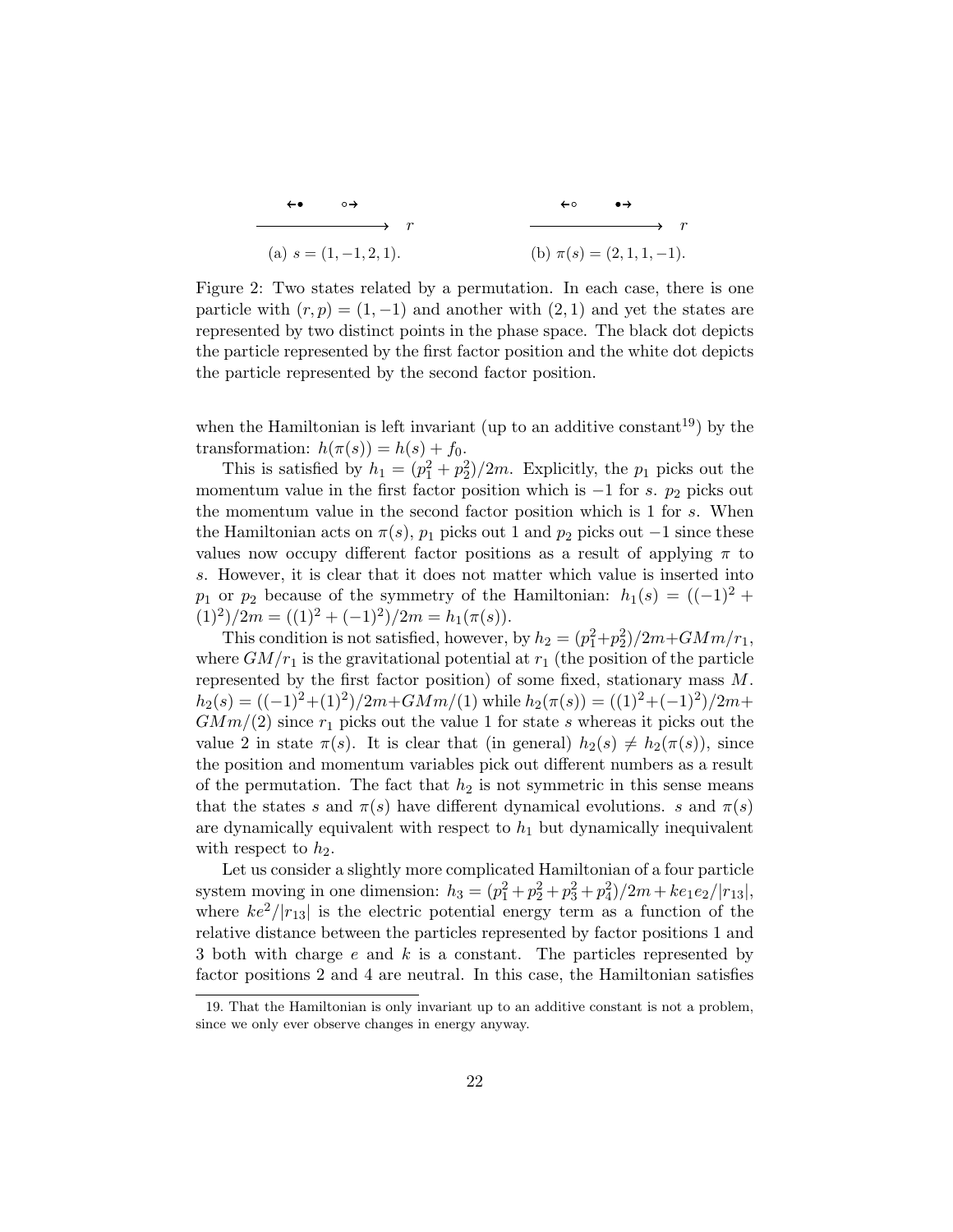(a) $s = (1, -1, 2, 1)$.

(b) $\pi(s) = (2, 1, 1, -1)$.

Figure 2: Two states related by a permutation. In each case, there is one particle with $(r, p) = (1, -1)$ and another with $(2, 1)$ and yet the states are represented by two distinct points in the phase space. The black dot depicts the particle represented by the first factor position and the white dot depicts the particle represented by the second factor position.

when the Hamiltonian is left invariant (up to an additive constant[19]) by the transformation: $h(\pi(s)) = h(s) + f_0$.

This is satisfied by $h_1 = (p_1^2 + p_2^2)/2m$. Explicitly, the $p_1$ picks out the momentum value in the first factor position which is $-1$ for $s$. $p_2$ picks out the momentum value in the second factor position which is 1 for $s$. When the Hamiltonian acts on $\pi(s)$, $p_1$ picks out 1 and $p_2$ picks out $-1$ since these values now occupy different factor positions as a result of applying $\pi$ to $s$. However, it is clear that it does not matter which value is inserted into $p_1$ or $p_2$ because of the symmetry of the Hamiltonian: $h_1(s) = ((-1)^2 + (1)^2)/2m = ((1)^2 + (-1)^2)/2m = h_1(\pi(s))$.

This condition is not satisfied, however, by $h_2 = (p_1^2 + p_2^2)/2m + GMm/r_1$, where $GM/r_1$ is the gravitational potential at $r_1$ (the position of the particle represented by the first factor position) of some fixed, stationary mass $M$. $h_2(s) = ((-1)^2 + (1)^2)/2m + GMm/(1)$ while $h_2(\pi(s)) = ((1)^2 + (-1)^2)/2m + GMm/(2)$ since $r_1$ picks out the value 1 for state $s$ whereas it picks out the value 2 in state $\pi(s)$. It is clear that (in general) $h_2(s) \neq h_2(\pi(s))$, since the position and momentum variables pick out different numbers as a result of the permutation. The fact that $h_2$ is not symmetric in this sense means that the states $s$ and $\pi(s)$ have different dynamical evolutions. $s$ and $\pi(s)$ are dynamically equivalent with respect to $h_1$ but dynamically inequivalent with respect to $h_2$.

Let us consider a slightly more complicated Hamiltonian of a four particle system moving in one dimension: $h_3 = (p_1^2 + p_2^2 + p_3^2 + p_4^2)/2m + ke_1e_2/|r_{13}|$, where $ke^2/|r_{13}|$ is the electric potential energy term as a function of the relative distance between the particles represented by factor positions 1 and 3 both with charge $e$ and $k$ is a constant. The particles represented by factor positions 2 and 4 are neutral. In this case, the Hamiltonian satisfies

19. That the Hamiltonian is only invariant up to an additive constant is not a problem, since we only ever observe changes in energy anyway.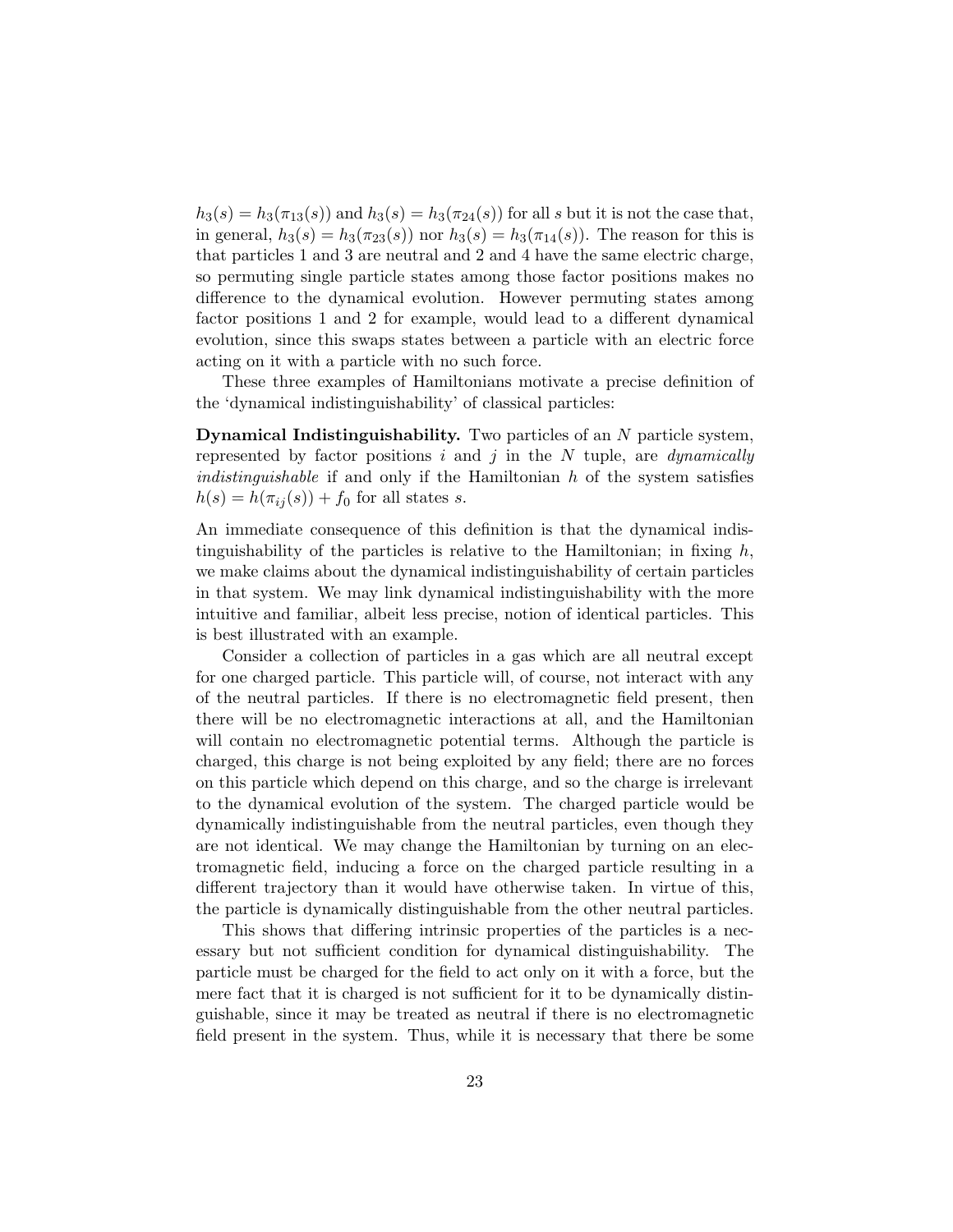$h_3(s) = h_3(\pi_{13}(s))$ and $h_3(s) = h_3(\pi_{24}(s))$ for all $s$ but it is not the case that, in general, $h_3(s) = h_3(\pi_{23}(s))$ nor $h_3(s) = h_3(\pi_{14}(s))$. The reason for this is that particles 1 and 3 are neutral and 2 and 4 have the same electric charge, so permuting single particle states among those factor positions makes no difference to the dynamical evolution. However permuting states among factor positions 1 and 2 for example, would lead to a different dynamical evolution, since this swaps states between a particle with an electric force acting on it with a particle with no such force.

These three examples of Hamiltonians motivate a precise definition of the 'dynamical indistinguishability' of classical particles:

**Dynamical Indistinguishability.** Two particles of an $N$ particle system, represented by factor positions $i$ and $j$ in the $N$ tuple, are *dynamically indistinguishable* if and only if the Hamiltonian $h$ of the system satisfies $h(s) = h(\pi_{ij}(s)) + f_0$ for all states $s$.

An immediate consequence of this definition is that the dynamical indistinguishability of the particles is relative to the Hamiltonian; in fixing $h$, we make claims about the dynamical indistinguishability of certain particles in that system. We may link dynamical indistinguishability with the more intuitive and familiar, albeit less precise, notion of identical particles. This is best illustrated with an example.

Consider a collection of particles in a gas which are all neutral except for one charged particle. This particle will, of course, not interact with any of the neutral particles. If there is no electromagnetic field present, then there will be no electromagnetic interactions at all, and the Hamiltonian will contain no electromagnetic potential terms. Although the particle is charged, this charge is not being exploited by any field; there are no forces on this particle which depend on this charge, and so the charge is irrelevant to the dynamical evolution of the system. The charged particle would be dynamically indistinguishable from the neutral particles, even though they are not identical. We may change the Hamiltonian by turning on an electromagnetic field, inducing a force on the charged particle resulting in a different trajectory than it would have otherwise taken. In virtue of this, the particle is dynamically distinguishable from the other neutral particles.

This shows that differing intrinsic properties of the particles is a necessary but not sufficient condition for dynamical distinguishability. The particle must be charged for the field to act only on it with a force, but the mere fact that it is charged is not sufficient for it to be dynamically distinguishable, since it may be treated as neutral if there is no electromagnetic field present in the system. Thus, while it is necessary that there be some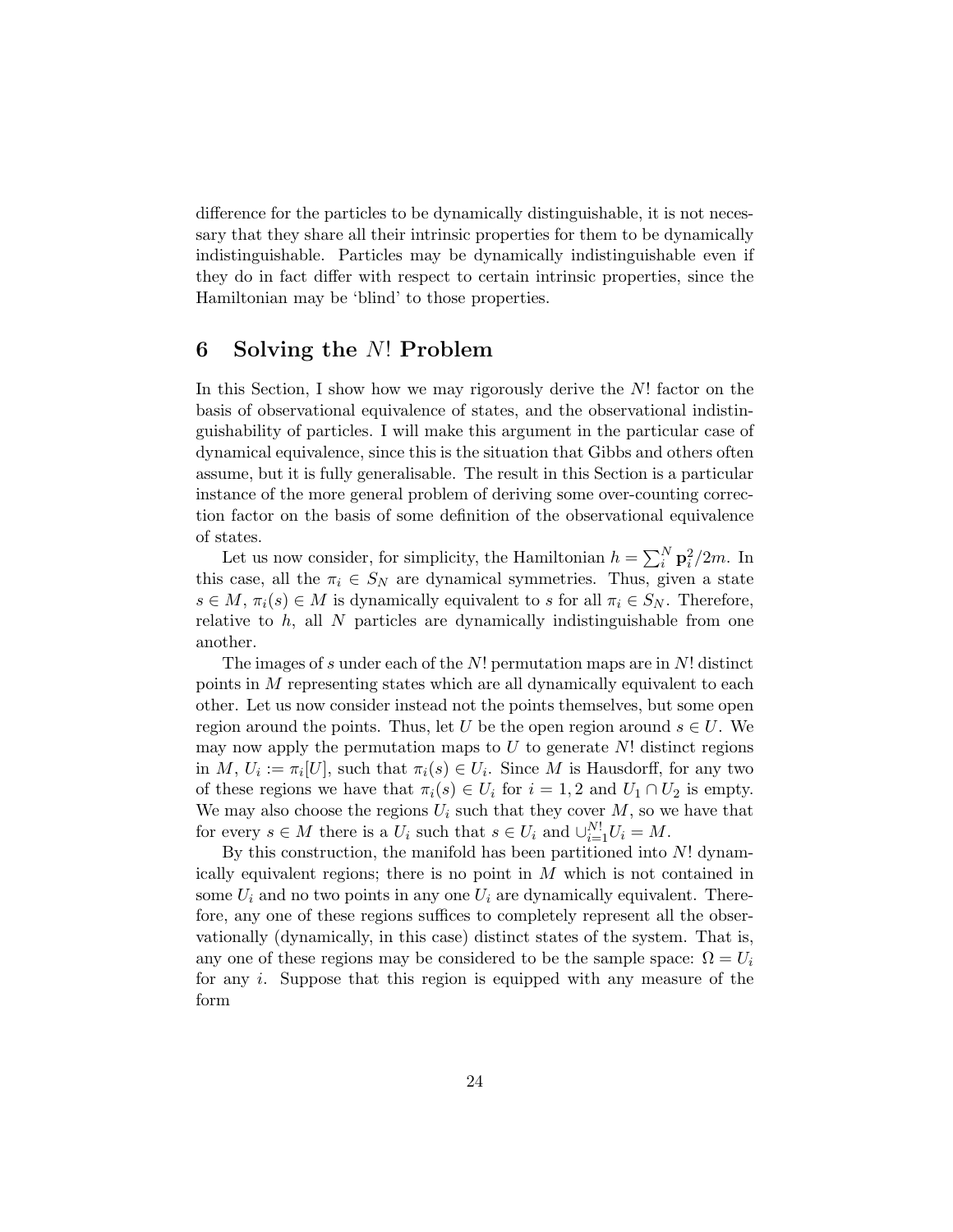difference for the particles to be dynamically distinguishable, it is not necessary that they share all their intrinsic properties for them to be dynamically indistinguishable. Particles may be dynamically indistinguishable even if they do in fact differ with respect to certain intrinsic properties, since the Hamiltonian may be 'blind' to those properties.

## 6 Solving the $N!$ Problem

In this Section, I show how we may rigorously derive the $N!$ factor on the basis of observational equivalence of states, and the observational indistinguishability of particles. I will make this argument in the particular case of dynamical equivalence, since this is the situation that Gibbs and others often assume, but it is fully generalisable. The result in this Section is a particular instance of the more general problem of deriving some over-counting correction factor on the basis of some definition of the observational equivalence of states.

Let us now consider, for simplicity, the Hamiltonian $h = \sum_i^N \mathbf{p}_i^2/2m$. In this case, all the $\pi_i \in S_N$ are dynamical symmetries. Thus, given a state $s \in M$, $\pi_i(s) \in M$ is dynamically equivalent to $s$ for all $\pi_i \in S_N$. Therefore, relative to $h$, all $N$ particles are dynamically indistinguishable from one another.

The images of $s$ under each of the $N!$ permutation maps are in $N!$ distinct points in $M$ representing states which are all dynamically equivalent to each other. Let us now consider instead not the points themselves, but some open region around the points. Thus, let $U$ be the open region around $s \in U$. We may now apply the permutation maps to $U$ to generate $N!$ distinct regions in $M$, $U_i := \pi_i[U]$, such that $\pi_i(s) \in U_i$. Since $M$ is Hausdorff, for any two of these regions we have that $\pi_i(s) \in U_i$ for $i = 1, 2$ and $U_1 \cap U_2$ is empty. We may also choose the regions $U_i$ such that they cover $M$, so we have that for every $s \in M$ there is a $U_i$ such that $s \in U_i$ and $\cup_{i=1}^{N!} U_i = M$.

By this construction, the manifold has been partitioned into $N!$ dynamically equivalent regions; there is no point in $M$ which is not contained in some $U_i$ and no two points in any one $U_i$ are dynamically equivalent. Therefore, any one of these regions suffices to completely represent all the observationally (dynamically, in this case) distinct states of the system. That is, any one of these regions may be considered to be the sample space: $\Omega = U_i$ for any $i$. Suppose that this region is equipped with any measure of the form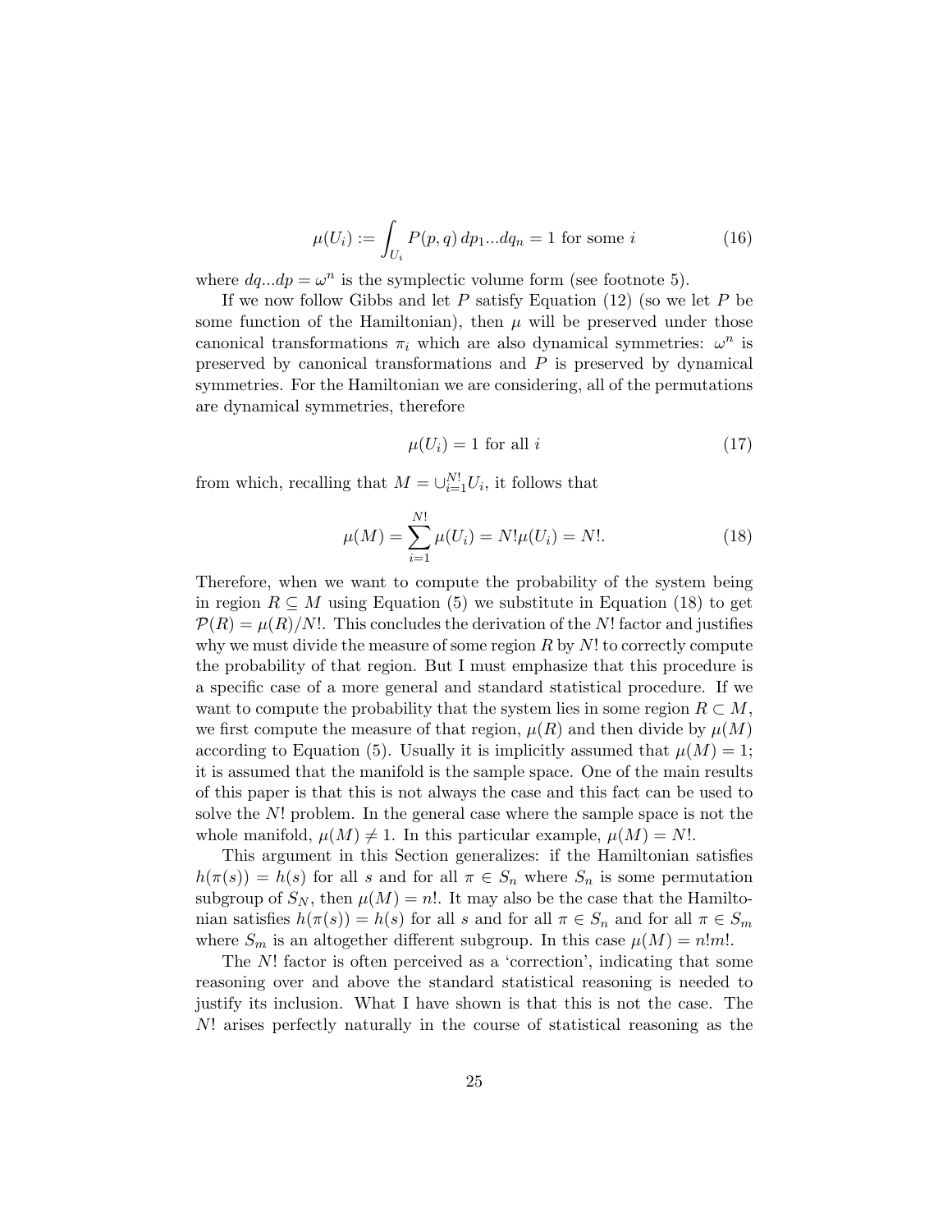$$\mu(U_i) := \int_{U_i} P(p,q)\, dp_1...dq_n = 1 \text{ for some } i \tag{16}$$

where $dq...dp = \omega^n$ is the symplectic volume form (see footnote 5).

If we now follow Gibbs and let $P$ satisfy Equation (12) (so we let $P$ be some function of the Hamiltonian), then $\mu$ will be preserved under those canonical transformations $\pi_i$ which are also dynamical symmetries: $\omega^n$ is preserved by canonical transformations and $P$ is preserved by dynamical symmetries. For the Hamiltonian we are considering, all of the permutations are dynamical symmetries, therefore

$$\mu(U_i) = 1 \text{ for all } i \tag{17}$$

from which, recalling that $M = \cup_{i=1}^{N!} U_i$, it follows that

$$\mu(M) = \sum_{i=1}^{N!} \mu(U_i) = N!\mu(U_i) = N!. \tag{18}$$

Therefore, when we want to compute the probability of the system being in region $R \subseteq M$ using Equation (5) we substitute in Equation (18) to get $\mathcal{P}(R) = \mu(R)/N!$. This concludes the derivation of the $N!$ factor and justifies why we must divide the measure of some region $R$ by $N!$ to correctly compute the probability of that region. But I must emphasize that this procedure is a specific case of a more general and standard statistical procedure. If we want to compute the probability that the system lies in some region $R \subset M$, we first compute the measure of that region, $\mu(R)$ and then divide by $\mu(M)$ according to Equation (5). Usually it is implicitly assumed that $\mu(M) = 1$; it is assumed that the manifold is the sample space. One of the main results of this paper is that this is not always the case and this fact can be used to solve the $N!$ problem. In the general case where the sample space is not the whole manifold, $\mu(M) \neq 1$. In this particular example, $\mu(M) = N!$.

This argument in this Section generalizes: if the Hamiltonian satisfies $h(\pi(s)) = h(s)$ for all $s$ and for all $\pi \in S_n$ where $S_n$ is some permutation subgroup of $S_N$, then $\mu(M) = n!$. It may also be the case that the Hamiltonian satisfies $h(\pi(s)) = h(s)$ for all $s$ and for all $\pi \in S_n$ and for all $\pi \in S_m$ where $S_m$ is an altogether different subgroup. In this case $\mu(M) = n!m!$.

The $N!$ factor is often perceived as a 'correction', indicating that some reasoning over and above the standard statistical reasoning is needed to justify its inclusion. What I have shown is that this is not the case. The $N!$ arises perfectly naturally in the course of statistical reasoning as the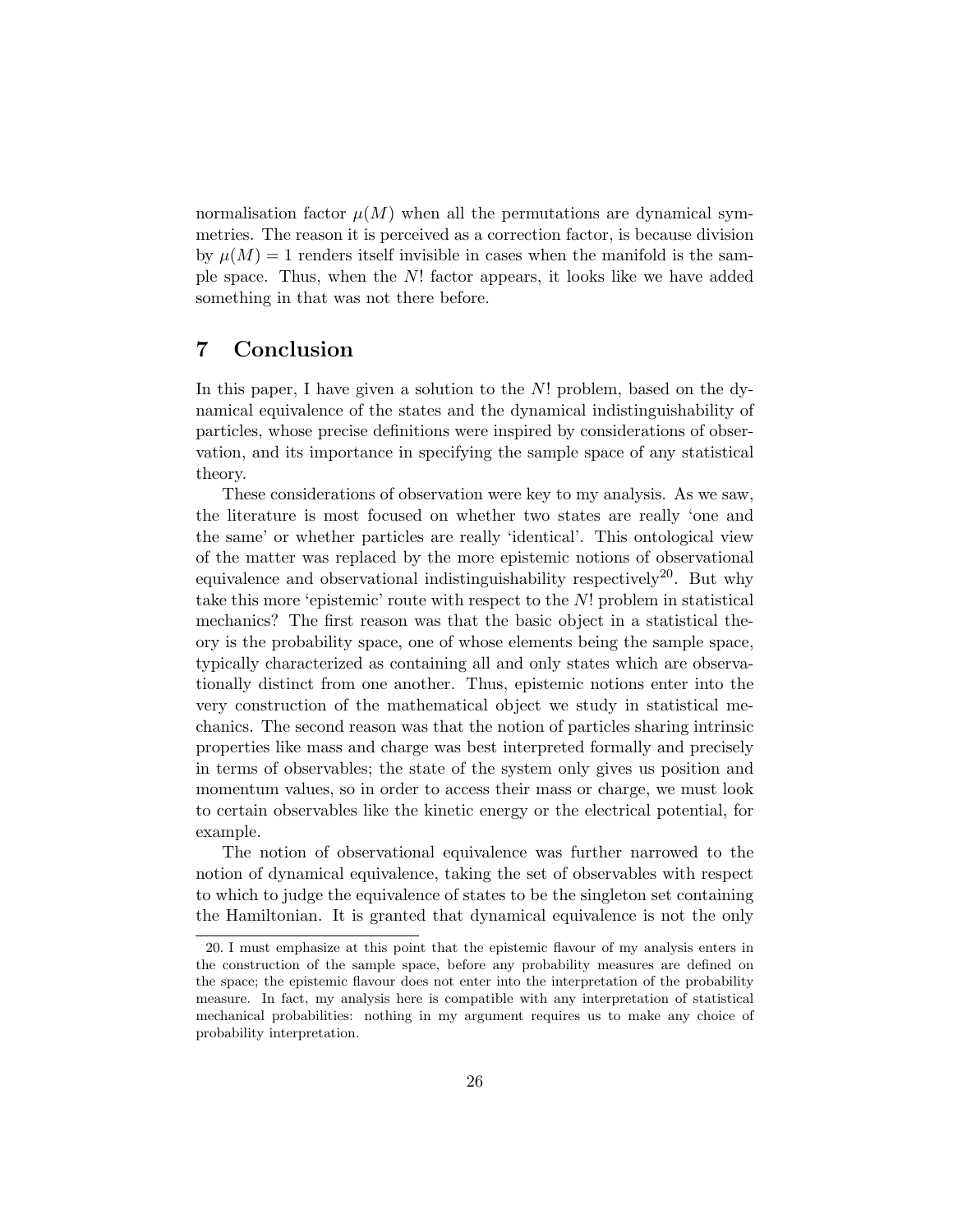normalisation factor $\mu(M)$ when all the permutations are dynamical symmetries. The reason it is perceived as a correction factor, is because division by $\mu(M) = 1$ renders itself invisible in cases when the manifold is the sample space. Thus, when the $N!$ factor appears, it looks like we have added something in that was not there before.

## 7 Conclusion

In this paper, I have given a solution to the $N!$ problem, based on the dynamical equivalence of the states and the dynamical indistinguishability of particles, whose precise definitions were inspired by considerations of observation, and its importance in specifying the sample space of any statistical theory.

These considerations of observation were key to my analysis. As we saw, the literature is most focused on whether two states are really 'one and the same' or whether particles are really 'identical'. This ontological view of the matter was replaced by the more epistemic notions of observational equivalence and observational indistinguishability respectively[20]. But why take this more 'epistemic' route with respect to the $N!$ problem in statistical mechanics? The first reason was that the basic object in a statistical theory is the probability space, one of whose elements being the sample space, typically characterized as containing all and only states which are observationally distinct from one another. Thus, epistemic notions enter into the very construction of the mathematical object we study in statistical mechanics. The second reason was that the notion of particles sharing intrinsic properties like mass and charge was best interpreted formally and precisely in terms of observables; the state of the system only gives us position and momentum values, so in order to access their mass or charge, we must look to certain observables like the kinetic energy or the electrical potential, for example.

The notion of observational equivalence was further narrowed to the notion of dynamical equivalence, taking the set of observables with respect to which to judge the equivalence of states to be the singleton set containing the Hamiltonian. It is granted that dynamical equivalence is not the only

20. I must emphasize at this point that the epistemic flavour of my analysis enters in the construction of the sample space, before any probability measures are defined on the space; the epistemic flavour does not enter into the interpretation of the probability measure. In fact, my analysis here is compatible with any interpretation of statistical mechanical probabilities: nothing in my argument requires us to make any choice of probability interpretation.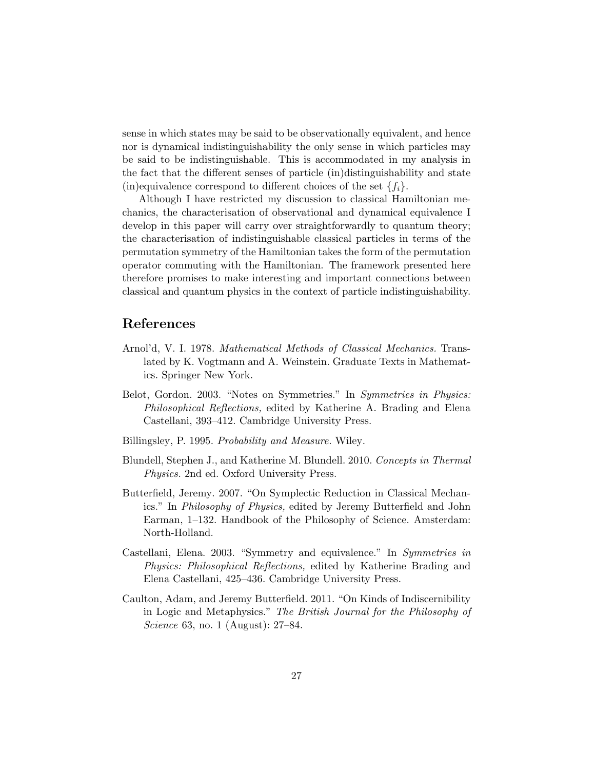sense in which states may be said to be observationally equivalent, and hence nor is dynamical indistinguishability the only sense in which particles may be said to be indistinguishable. This is accommodated in my analysis in the fact that the different senses of particle (in)distinguishability and state (in)equivalence correspond to different choices of the set $\{f_i\}$.

Although I have restricted my discussion to classical Hamiltonian mechanics, the characterisation of observational and dynamical equivalence I develop in this paper will carry over straightforwardly to quantum theory; the characterisation of indistinguishable classical particles in terms of the permutation symmetry of the Hamiltonian takes the form of the permutation operator commuting with the Hamiltonian. The framework presented here therefore promises to make interesting and important connections between classical and quantum physics in the context of particle indistinguishability.

## References

Arnol'd, V. I. 1978. *Mathematical Methods of Classical Mechanics.* Translated by K. Vogtmann and A. Weinstein. Graduate Texts in Mathematics. Springer New York.

Belot, Gordon. 2003. "Notes on Symmetries." In *Symmetries in Physics: Philosophical Reflections,* edited by Katherine A. Brading and Elena Castellani, 393–412. Cambridge University Press.

Billingsley, P. 1995. *Probability and Measure.* Wiley.

Blundell, Stephen J., and Katherine M. Blundell. 2010. *Concepts in Thermal Physics.* 2nd ed. Oxford University Press.

Butterfield, Jeremy. 2007. "On Symplectic Reduction in Classical Mechanics." In *Philosophy of Physics,* edited by Jeremy Butterfield and John Earman, 1–132. Handbook of the Philosophy of Science. Amsterdam: North-Holland.

Castellani, Elena. 2003. "Symmetry and equivalence." In *Symmetries in Physics: Philosophical Reflections,* edited by Katherine Brading and Elena Castellani, 425–436. Cambridge University Press.

Caulton, Adam, and Jeremy Butterfield. 2011. "On Kinds of Indiscernibility in Logic and Metaphysics." *The British Journal for the Philosophy of Science* 63, no. 1 (August): 27–84.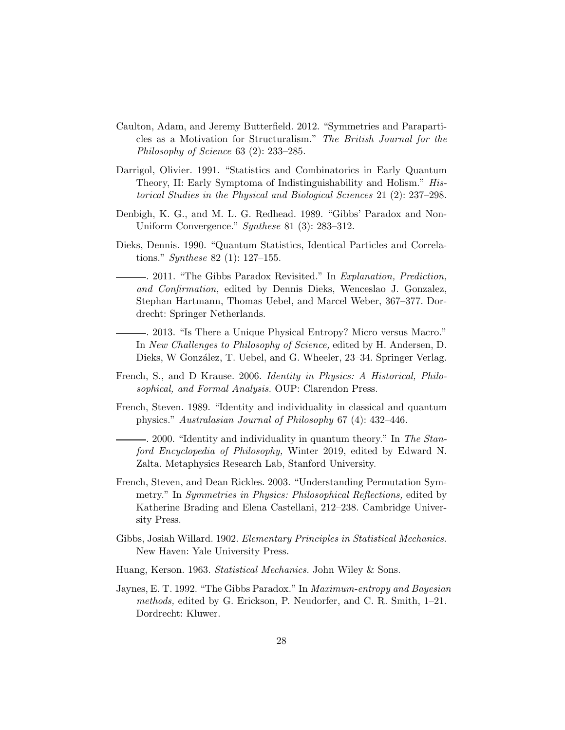Caulton, Adam, and Jeremy Butterfield. 2012. "Symmetries and Paraparticles as a Motivation for Structuralism." *The British Journal for the Philosophy of Science* 63 (2): 233–285.

Darrigol, Olivier. 1991. "Statistics and Combinatorics in Early Quantum Theory, II: Early Symptoma of Indistinguishability and Holism." *Historical Studies in the Physical and Biological Sciences* 21 (2): 237–298.

Denbigh, K. G., and M. L. G. Redhead. 1989. "Gibbs' Paradox and Non-Uniform Convergence." *Synthese* 81 (3): 283–312.

Dieks, Dennis. 1990. "Quantum Statistics, Identical Particles and Correlations." *Synthese* 82 (1): 127–155.

———. 2011. "The Gibbs Paradox Revisited." In *Explanation, Prediction, and Confirmation,* edited by Dennis Dieks, Wenceslao J. Gonzalez, Stephan Hartmann, Thomas Uebel, and Marcel Weber, 367–377. Dordrecht: Springer Netherlands.

———. 2013. "Is There a Unique Physical Entropy? Micro versus Macro." In *New Challenges to Philosophy of Science,* edited by H. Andersen, D. Dieks, W González, T. Uebel, and G. Wheeler, 23–34. Springer Verlag.

French, S., and D Krause. 2006. *Identity in Physics: A Historical, Philosophical, and Formal Analysis.* OUP: Clarendon Press.

French, Steven. 1989. "Identity and individuality in classical and quantum physics." *Australasian Journal of Philosophy* 67 (4): 432–446.

———. 2000. "Identity and individuality in quantum theory." In *The Stanford Encyclopedia of Philosophy,* Winter 2019, edited by Edward N. Zalta. Metaphysics Research Lab, Stanford University.

French, Steven, and Dean Rickles. 2003. "Understanding Permutation Symmetry." In *Symmetries in Physics: Philosophical Reflections,* edited by Katherine Brading and Elena Castellani, 212–238. Cambridge University Press.

Gibbs, Josiah Willard. 1902. *Elementary Principles in Statistical Mechanics.* New Haven: Yale University Press.

Huang, Kerson. 1963. *Statistical Mechanics.* John Wiley & Sons.

Jaynes, E. T. 1992. "The Gibbs Paradox." In *Maximum-entropy and Bayesian methods,* edited by G. Erickson, P. Neudorfer, and C. R. Smith, 1–21. Dordrecht: Kluwer.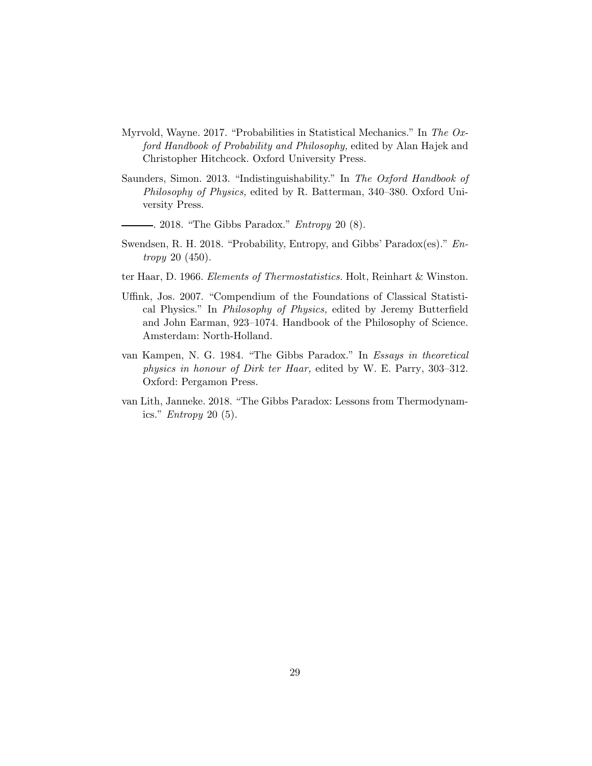Myrvold, Wayne. 2017. "Probabilities in Statistical Mechanics." In *The Oxford Handbook of Probability and Philosophy,* edited by Alan Hajek and Christopher Hitchcock. Oxford University Press.

Saunders, Simon. 2013. "Indistinguishability." In *The Oxford Handbook of Philosophy of Physics,* edited by R. Batterman, 340–380. Oxford University Press.

———. 2018. "The Gibbs Paradox." *Entropy* 20 (8).

Swendsen, R. H. 2018. "Probability, Entropy, and Gibbs' Paradox(es)." *Entropy* 20 (450).

ter Haar, D. 1966. *Elements of Thermostatistics.* Holt, Reinhart & Winston.

Uffink, Jos. 2007. "Compendium of the Foundations of Classical Statistical Physics." In *Philosophy of Physics,* edited by Jeremy Butterfield and John Earman, 923–1074. Handbook of the Philosophy of Science. Amsterdam: North-Holland.

van Kampen, N. G. 1984. "The Gibbs Paradox." In *Essays in theoretical physics in honour of Dirk ter Haar,* edited by W. E. Parry, 303–312. Oxford: Pergamon Press.

van Lith, Janneke. 2018. "The Gibbs Paradox: Lessons from Thermodynamics." *Entropy* 20 (5).